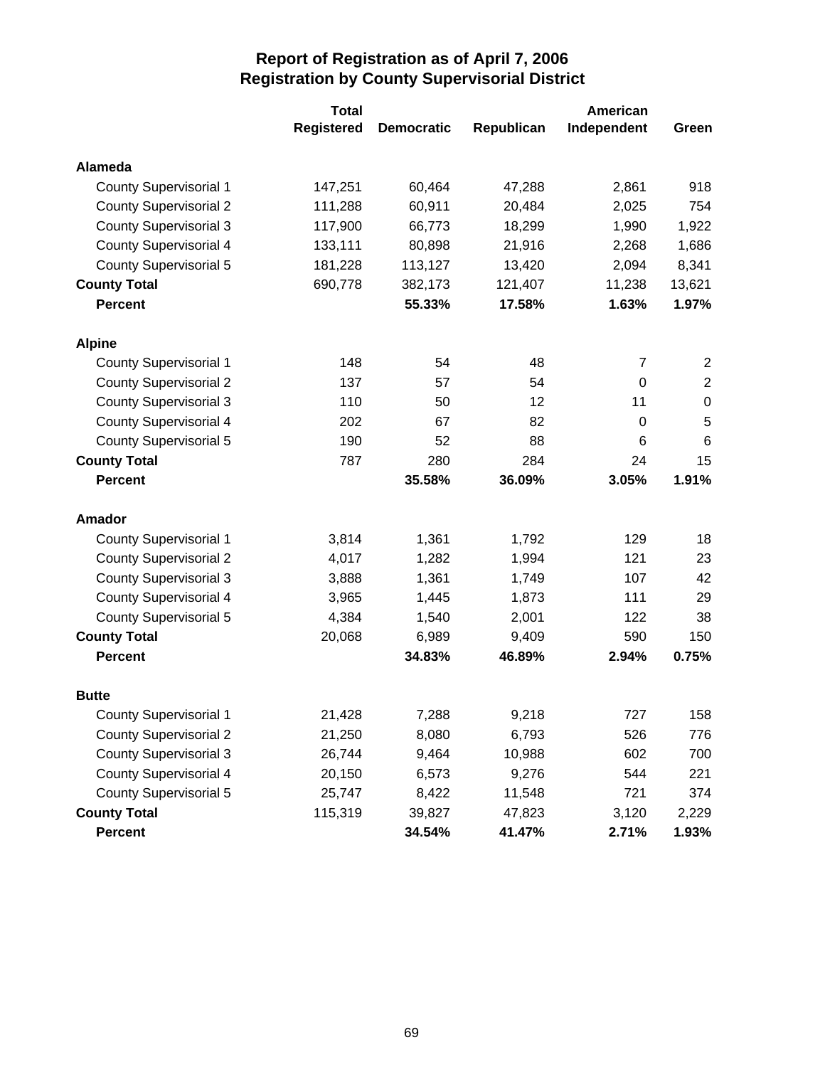# Report of Registration as of April 7, 2006
## Registration by County Supervisorial District

| | Total Registered | Democratic | Republican | American Independent | Green |
|---|---|---|---|---|---|
| **Alameda** | | | | | |
| County Supervisorial 1 | 147,251 | 60,464 | 47,288 | 2,861 | 918 |
| County Supervisorial 2 | 111,288 | 60,911 | 20,484 | 2,025 | 754 |
| County Supervisorial 3 | 117,900 | 66,773 | 18,299 | 1,990 | 1,922 |
| County Supervisorial 4 | 133,111 | 80,898 | 21,916 | 2,268 | 1,686 |
| County Supervisorial 5 | 181,228 | 113,127 | 13,420 | 2,094 | 8,341 |
| **County Total** | 690,778 | 382,173 | 121,407 | 11,238 | 13,621 |
| **Percent** | | **55.33%** | **17.58%** | **1.63%** | **1.97%** |
| **Alpine** | | | | | |
| County Supervisorial 1 | 148 | 54 | 48 | 7 | 2 |
| County Supervisorial 2 | 137 | 57 | 54 | 0 | 2 |
| County Supervisorial 3 | 110 | 50 | 12 | 11 | 0 |
| County Supervisorial 4 | 202 | 67 | 82 | 0 | 5 |
| County Supervisorial 5 | 190 | 52 | 88 | 6 | 6 |
| **County Total** | 787 | 280 | 284 | 24 | 15 |
| **Percent** | | **35.58%** | **36.09%** | **3.05%** | **1.91%** |
| **Amador** | | | | | |
| County Supervisorial 1 | 3,814 | 1,361 | 1,792 | 129 | 18 |
| County Supervisorial 2 | 4,017 | 1,282 | 1,994 | 121 | 23 |
| County Supervisorial 3 | 3,888 | 1,361 | 1,749 | 107 | 42 |
| County Supervisorial 4 | 3,965 | 1,445 | 1,873 | 111 | 29 |
| County Supervisorial 5 | 4,384 | 1,540 | 2,001 | 122 | 38 |
| **County Total** | 20,068 | 6,989 | 9,409 | 590 | 150 |
| **Percent** | | **34.83%** | **46.89%** | **2.94%** | **0.75%** |
| **Butte** | | | | | |
| County Supervisorial 1 | 21,428 | 7,288 | 9,218 | 727 | 158 |
| County Supervisorial 2 | 21,250 | 8,080 | 6,793 | 526 | 776 |
| County Supervisorial 3 | 26,744 | 9,464 | 10,988 | 602 | 700 |
| County Supervisorial 4 | 20,150 | 6,573 | 9,276 | 544 | 221 |
| County Supervisorial 5 | 25,747 | 8,422 | 11,548 | 721 | 374 |
| **County Total** | 115,319 | 39,827 | 47,823 | 3,120 | 2,229 |
| **Percent** | | **34.54%** | **41.47%** | **2.71%** | **1.93%** |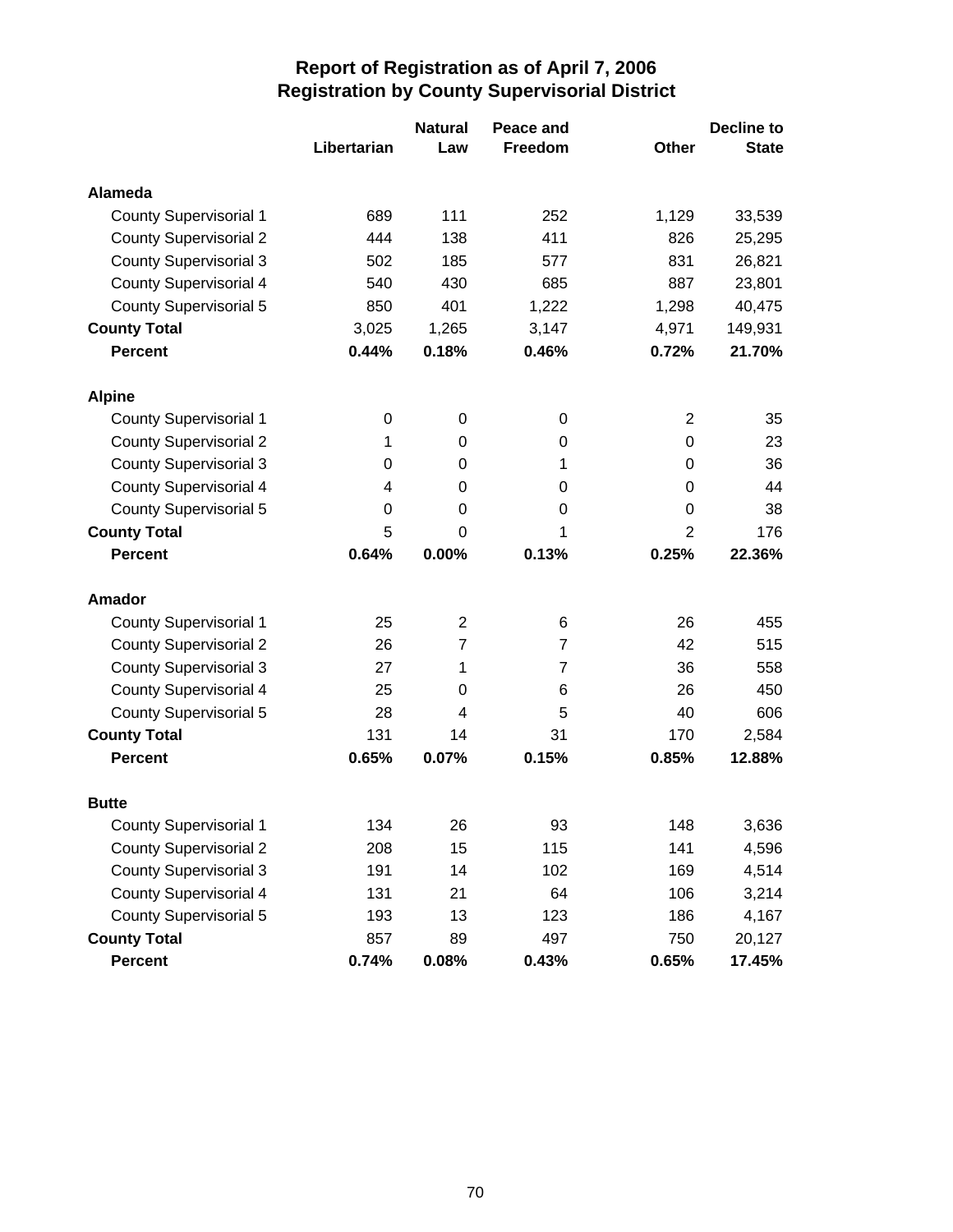# Report of Registration as of April 7, 2006
## Registration by County Supervisorial District

| | Libertarian | Natural Law | Peace and Freedom | Other | Decline to State |
|---|---|---|---|---|---|
| **Alameda** | | | | | |
| County Supervisorial 1 | 689 | 111 | 252 | 1,129 | 33,539 |
| County Supervisorial 2 | 444 | 138 | 411 | 826 | 25,295 |
| County Supervisorial 3 | 502 | 185 | 577 | 831 | 26,821 |
| County Supervisorial 4 | 540 | 430 | 685 | 887 | 23,801 |
| County Supervisorial 5 | 850 | 401 | 1,222 | 1,298 | 40,475 |
| **County Total** | 3,025 | 1,265 | 3,147 | 4,971 | 149,931 |
| **Percent** | **0.44%** | **0.18%** | **0.46%** | **0.72%** | **21.70%** |
| **Alpine** | | | | | |
| County Supervisorial 1 | 0 | 0 | 0 | 2 | 35 |
| County Supervisorial 2 | 1 | 0 | 0 | 0 | 23 |
| County Supervisorial 3 | 0 | 0 | 1 | 0 | 36 |
| County Supervisorial 4 | 4 | 0 | 0 | 0 | 44 |
| County Supervisorial 5 | 0 | 0 | 0 | 0 | 38 |
| **County Total** | 5 | 0 | 1 | 2 | 176 |
| **Percent** | **0.64%** | **0.00%** | **0.13%** | **0.25%** | **22.36%** |
| **Amador** | | | | | |
| County Supervisorial 1 | 25 | 2 | 6 | 26 | 455 |
| County Supervisorial 2 | 26 | 7 | 7 | 42 | 515 |
| County Supervisorial 3 | 27 | 1 | 7 | 36 | 558 |
| County Supervisorial 4 | 25 | 0 | 6 | 26 | 450 |
| County Supervisorial 5 | 28 | 4 | 5 | 40 | 606 |
| **County Total** | 131 | 14 | 31 | 170 | 2,584 |
| **Percent** | **0.65%** | **0.07%** | **0.15%** | **0.85%** | **12.88%** |
| **Butte** | | | | | |
| County Supervisorial 1 | 134 | 26 | 93 | 148 | 3,636 |
| County Supervisorial 2 | 208 | 15 | 115 | 141 | 4,596 |
| County Supervisorial 3 | 191 | 14 | 102 | 169 | 4,514 |
| County Supervisorial 4 | 131 | 21 | 64 | 106 | 3,214 |
| County Supervisorial 5 | 193 | 13 | 123 | 186 | 4,167 |
| **County Total** | 857 | 89 | 497 | 750 | 20,127 |
| **Percent** | **0.74%** | **0.08%** | **0.43%** | **0.65%** | **17.45%** |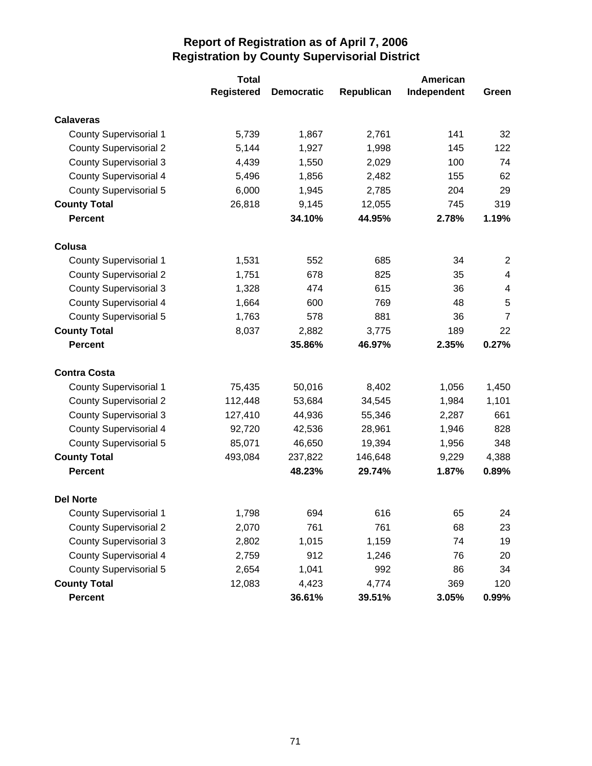# Report of Registration as of April 7, 2006
## Registration by County Supervisorial District

| | Total Registered | Democratic | Republican | American Independent | Green |
|---|---|---|---|---|---|
| **Calaveras** | | | | | |
| County Supervisorial 1 | 5,739 | 1,867 | 2,761 | 141 | 32 |
| County Supervisorial 2 | 5,144 | 1,927 | 1,998 | 145 | 122 |
| County Supervisorial 3 | 4,439 | 1,550 | 2,029 | 100 | 74 |
| County Supervisorial 4 | 5,496 | 1,856 | 2,482 | 155 | 62 |
| County Supervisorial 5 | 6,000 | 1,945 | 2,785 | 204 | 29 |
| **County Total** | 26,818 | 9,145 | 12,055 | 745 | 319 |
| **Percent** | | **34.10%** | **44.95%** | **2.78%** | **1.19%** |
| **Colusa** | | | | | |
| County Supervisorial 1 | 1,531 | 552 | 685 | 34 | 2 |
| County Supervisorial 2 | 1,751 | 678 | 825 | 35 | 4 |
| County Supervisorial 3 | 1,328 | 474 | 615 | 36 | 4 |
| County Supervisorial 4 | 1,664 | 600 | 769 | 48 | 5 |
| County Supervisorial 5 | 1,763 | 578 | 881 | 36 | 7 |
| **County Total** | 8,037 | 2,882 | 3,775 | 189 | 22 |
| **Percent** | | **35.86%** | **46.97%** | **2.35%** | **0.27%** |
| **Contra Costa** | | | | | |
| County Supervisorial 1 | 75,435 | 50,016 | 8,402 | 1,056 | 1,450 |
| County Supervisorial 2 | 112,448 | 53,684 | 34,545 | 1,984 | 1,101 |
| County Supervisorial 3 | 127,410 | 44,936 | 55,346 | 2,287 | 661 |
| County Supervisorial 4 | 92,720 | 42,536 | 28,961 | 1,946 | 828 |
| County Supervisorial 5 | 85,071 | 46,650 | 19,394 | 1,956 | 348 |
| **County Total** | 493,084 | 237,822 | 146,648 | 9,229 | 4,388 |
| **Percent** | | **48.23%** | **29.74%** | **1.87%** | **0.89%** |
| **Del Norte** | | | | | |
| County Supervisorial 1 | 1,798 | 694 | 616 | 65 | 24 |
| County Supervisorial 2 | 2,070 | 761 | 761 | 68 | 23 |
| County Supervisorial 3 | 2,802 | 1,015 | 1,159 | 74 | 19 |
| County Supervisorial 4 | 2,759 | 912 | 1,246 | 76 | 20 |
| County Supervisorial 5 | 2,654 | 1,041 | 992 | 86 | 34 |
| **County Total** | 12,083 | 4,423 | 4,774 | 369 | 120 |
| **Percent** | | **36.61%** | **39.51%** | **3.05%** | **0.99%** |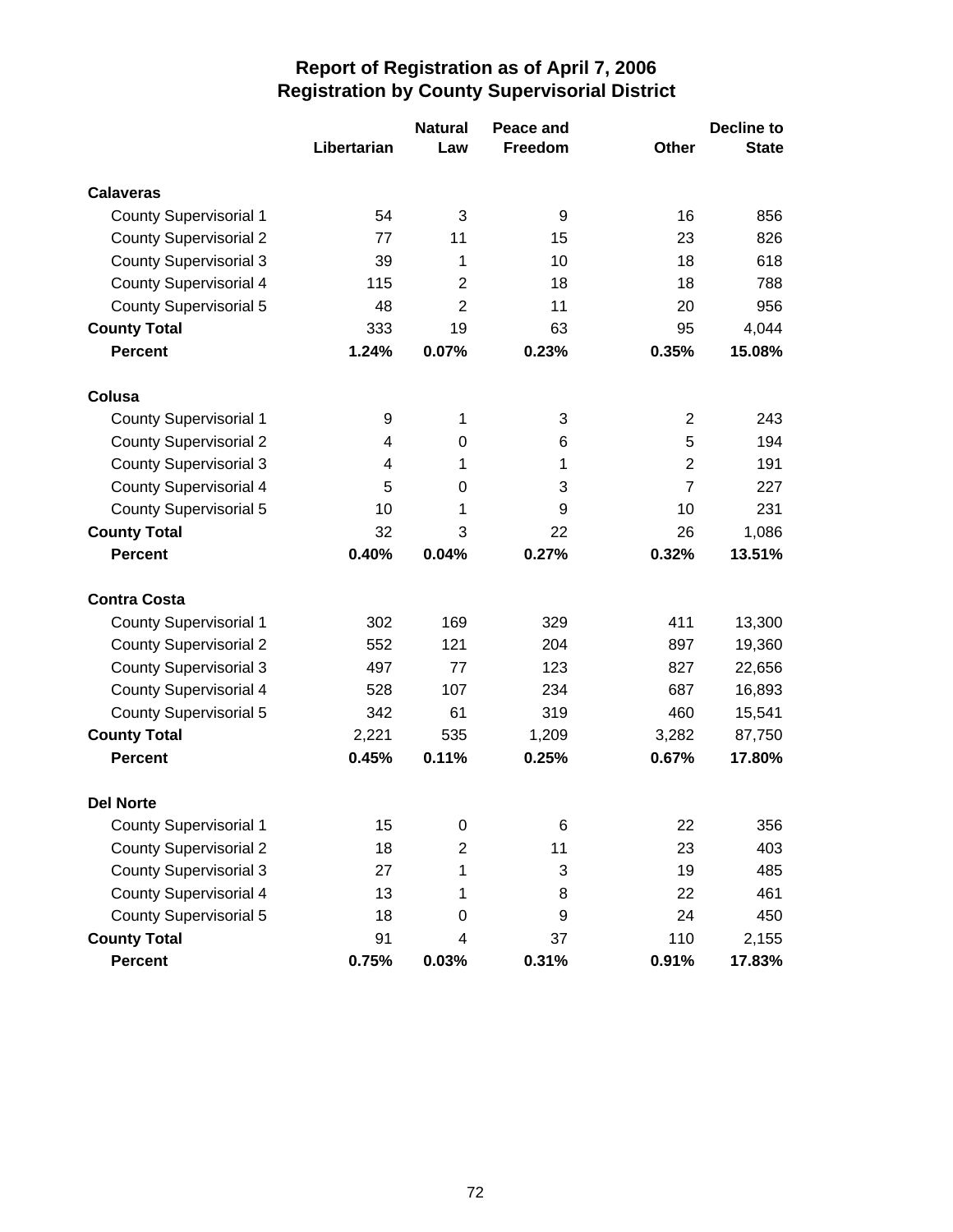# Report of Registration as of April 7, 2006
## Registration by County Supervisorial District

| | Libertarian | Natural Law | Peace and Freedom | Other | Decline to State |
|---|---|---|---|---|---|
| **Calaveras** | | | | | |
| County Supervisorial 1 | 54 | 3 | 9 | 16 | 856 |
| County Supervisorial 2 | 77 | 11 | 15 | 23 | 826 |
| County Supervisorial 3 | 39 | 1 | 10 | 18 | 618 |
| County Supervisorial 4 | 115 | 2 | 18 | 18 | 788 |
| County Supervisorial 5 | 48 | 2 | 11 | 20 | 956 |
| **County Total** | 333 | 19 | 63 | 95 | 4,044 |
| **Percent** | **1.24%** | **0.07%** | **0.23%** | **0.35%** | **15.08%** |
| **Colusa** | | | | | |
| County Supervisorial 1 | 9 | 1 | 3 | 2 | 243 |
| County Supervisorial 2 | 4 | 0 | 6 | 5 | 194 |
| County Supervisorial 3 | 4 | 1 | 1 | 2 | 191 |
| County Supervisorial 4 | 5 | 0 | 3 | 7 | 227 |
| County Supervisorial 5 | 10 | 1 | 9 | 10 | 231 |
| **County Total** | 32 | 3 | 22 | 26 | 1,086 |
| **Percent** | **0.40%** | **0.04%** | **0.27%** | **0.32%** | **13.51%** |
| **Contra Costa** | | | | | |
| County Supervisorial 1 | 302 | 169 | 329 | 411 | 13,300 |
| County Supervisorial 2 | 552 | 121 | 204 | 897 | 19,360 |
| County Supervisorial 3 | 497 | 77 | 123 | 827 | 22,656 |
| County Supervisorial 4 | 528 | 107 | 234 | 687 | 16,893 |
| County Supervisorial 5 | 342 | 61 | 319 | 460 | 15,541 |
| **County Total** | 2,221 | 535 | 1,209 | 3,282 | 87,750 |
| **Percent** | **0.45%** | **0.11%** | **0.25%** | **0.67%** | **17.80%** |
| **Del Norte** | | | | | |
| County Supervisorial 1 | 15 | 0 | 6 | 22 | 356 |
| County Supervisorial 2 | 18 | 2 | 11 | 23 | 403 |
| County Supervisorial 3 | 27 | 1 | 3 | 19 | 485 |
| County Supervisorial 4 | 13 | 1 | 8 | 22 | 461 |
| County Supervisorial 5 | 18 | 0 | 9 | 24 | 450 |
| **County Total** | 91 | 4 | 37 | 110 | 2,155 |
| **Percent** | **0.75%** | **0.03%** | **0.31%** | **0.91%** | **17.83%** |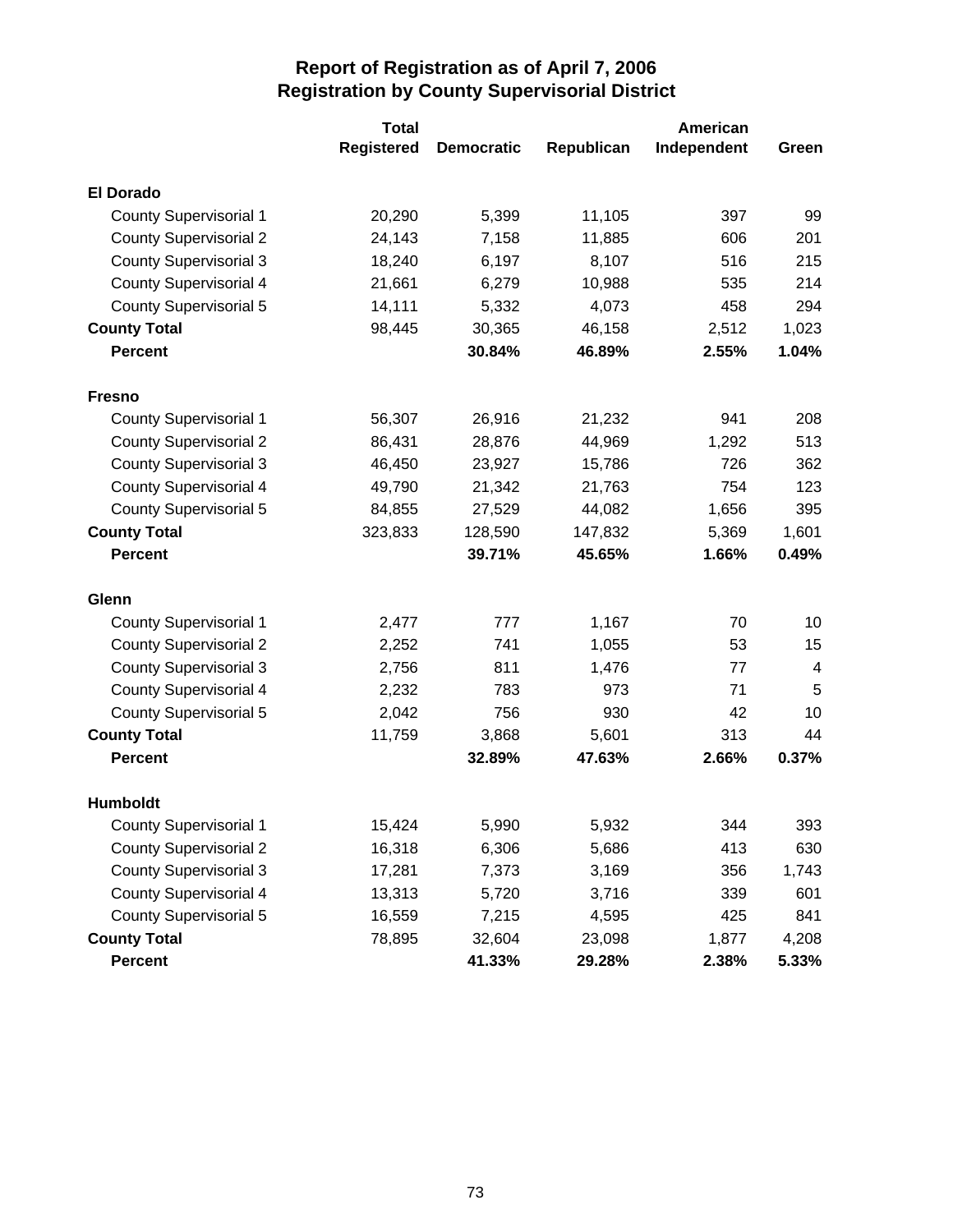# Report of Registration as of April 7, 2006
## Registration by County Supervisorial District

| | Total Registered | Democratic | Republican | American Independent | Green |
|---|---|---|---|---|---|
| **El Dorado** | | | | | |
| County Supervisorial 1 | 20,290 | 5,399 | 11,105 | 397 | 99 |
| County Supervisorial 2 | 24,143 | 7,158 | 11,885 | 606 | 201 |
| County Supervisorial 3 | 18,240 | 6,197 | 8,107 | 516 | 215 |
| County Supervisorial 4 | 21,661 | 6,279 | 10,988 | 535 | 214 |
| County Supervisorial 5 | 14,111 | 5,332 | 4,073 | 458 | 294 |
| **County Total** | 98,445 | 30,365 | 46,158 | 2,512 | 1,023 |
| **Percent** | | **30.84%** | **46.89%** | **2.55%** | **1.04%** |
| **Fresno** | | | | | |
| County Supervisorial 1 | 56,307 | 26,916 | 21,232 | 941 | 208 |
| County Supervisorial 2 | 86,431 | 28,876 | 44,969 | 1,292 | 513 |
| County Supervisorial 3 | 46,450 | 23,927 | 15,786 | 726 | 362 |
| County Supervisorial 4 | 49,790 | 21,342 | 21,763 | 754 | 123 |
| County Supervisorial 5 | 84,855 | 27,529 | 44,082 | 1,656 | 395 |
| **County Total** | 323,833 | 128,590 | 147,832 | 5,369 | 1,601 |
| **Percent** | | **39.71%** | **45.65%** | **1.66%** | **0.49%** |
| **Glenn** | | | | | |
| County Supervisorial 1 | 2,477 | 777 | 1,167 | 70 | 10 |
| County Supervisorial 2 | 2,252 | 741 | 1,055 | 53 | 15 |
| County Supervisorial 3 | 2,756 | 811 | 1,476 | 77 | 4 |
| County Supervisorial 4 | 2,232 | 783 | 973 | 71 | 5 |
| County Supervisorial 5 | 2,042 | 756 | 930 | 42 | 10 |
| **County Total** | 11,759 | 3,868 | 5,601 | 313 | 44 |
| **Percent** | | **32.89%** | **47.63%** | **2.66%** | **0.37%** |
| **Humboldt** | | | | | |
| County Supervisorial 1 | 15,424 | 5,990 | 5,932 | 344 | 393 |
| County Supervisorial 2 | 16,318 | 6,306 | 5,686 | 413 | 630 |
| County Supervisorial 3 | 17,281 | 7,373 | 3,169 | 356 | 1,743 |
| County Supervisorial 4 | 13,313 | 5,720 | 3,716 | 339 | 601 |
| County Supervisorial 5 | 16,559 | 7,215 | 4,595 | 425 | 841 |
| **County Total** | 78,895 | 32,604 | 23,098 | 1,877 | 4,208 |
| **Percent** | | **41.33%** | **29.28%** | **2.38%** | **5.33%** |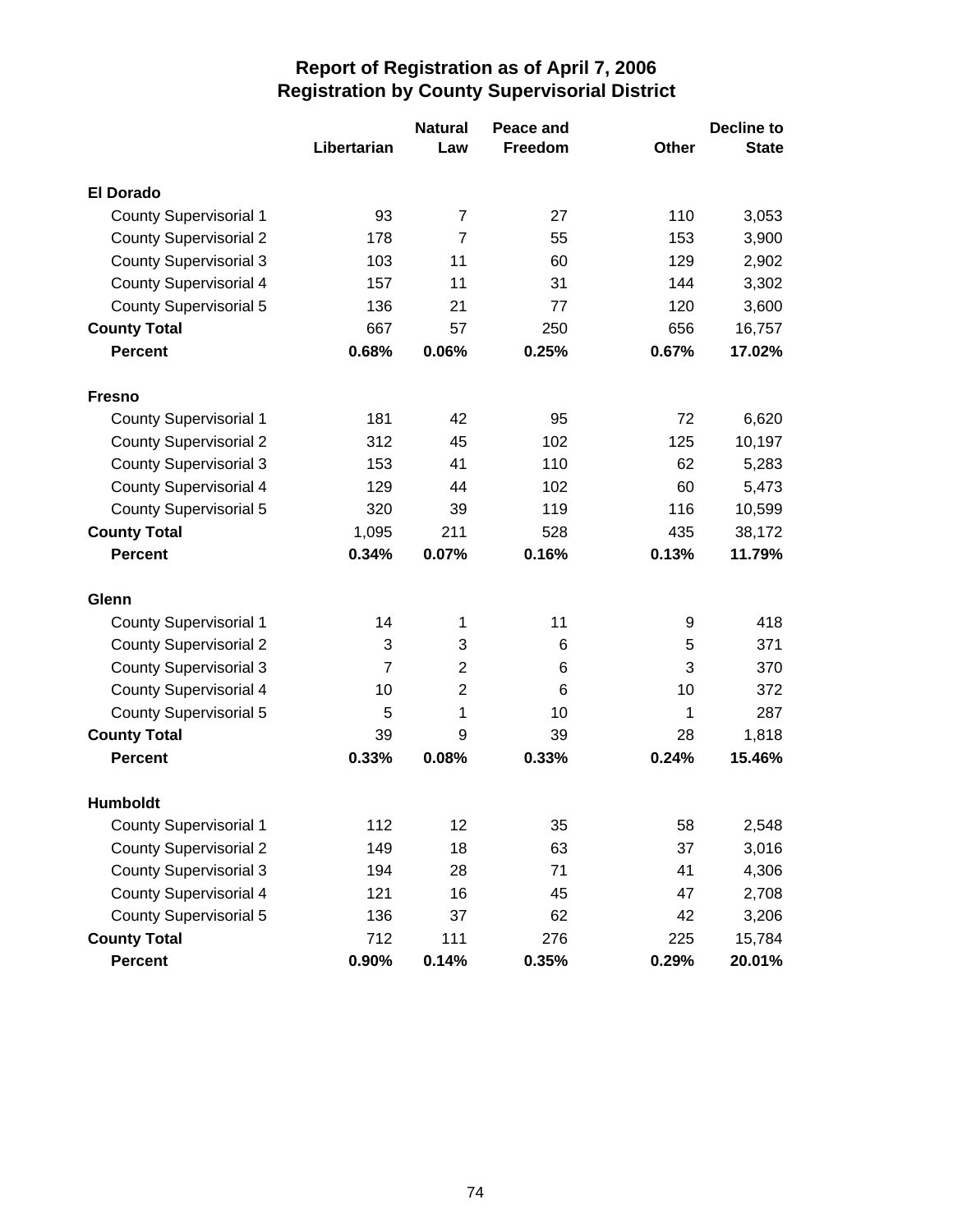# Report of Registration as of April 7, 2006
## Registration by County Supervisorial District

| | Libertarian | Natural Law | Peace and Freedom | Other | Decline to State |
|---|---|---|---|---|---|
| **El Dorado** | | | | | |
| County Supervisorial 1 | 93 | 7 | 27 | 110 | 3,053 |
| County Supervisorial 2 | 178 | 7 | 55 | 153 | 3,900 |
| County Supervisorial 3 | 103 | 11 | 60 | 129 | 2,902 |
| County Supervisorial 4 | 157 | 11 | 31 | 144 | 3,302 |
| County Supervisorial 5 | 136 | 21 | 77 | 120 | 3,600 |
| **County Total** | 667 | 57 | 250 | 656 | 16,757 |
| **Percent** | **0.68%** | **0.06%** | **0.25%** | **0.67%** | **17.02%** |
| **Fresno** | | | | | |
| County Supervisorial 1 | 181 | 42 | 95 | 72 | 6,620 |
| County Supervisorial 2 | 312 | 45 | 102 | 125 | 10,197 |
| County Supervisorial 3 | 153 | 41 | 110 | 62 | 5,283 |
| County Supervisorial 4 | 129 | 44 | 102 | 60 | 5,473 |
| County Supervisorial 5 | 320 | 39 | 119 | 116 | 10,599 |
| **County Total** | 1,095 | 211 | 528 | 435 | 38,172 |
| **Percent** | **0.34%** | **0.07%** | **0.16%** | **0.13%** | **11.79%** |
| **Glenn** | | | | | |
| County Supervisorial 1 | 14 | 1 | 11 | 9 | 418 |
| County Supervisorial 2 | 3 | 3 | 6 | 5 | 371 |
| County Supervisorial 3 | 7 | 2 | 6 | 3 | 370 |
| County Supervisorial 4 | 10 | 2 | 6 | 10 | 372 |
| County Supervisorial 5 | 5 | 1 | 10 | 1 | 287 |
| **County Total** | 39 | 9 | 39 | 28 | 1,818 |
| **Percent** | **0.33%** | **0.08%** | **0.33%** | **0.24%** | **15.46%** |
| **Humboldt** | | | | | |
| County Supervisorial 1 | 112 | 12 | 35 | 58 | 2,548 |
| County Supervisorial 2 | 149 | 18 | 63 | 37 | 3,016 |
| County Supervisorial 3 | 194 | 28 | 71 | 41 | 4,306 |
| County Supervisorial 4 | 121 | 16 | 45 | 47 | 2,708 |
| County Supervisorial 5 | 136 | 37 | 62 | 42 | 3,206 |
| **County Total** | 712 | 111 | 276 | 225 | 15,784 |
| **Percent** | **0.90%** | **0.14%** | **0.35%** | **0.29%** | **20.01%** |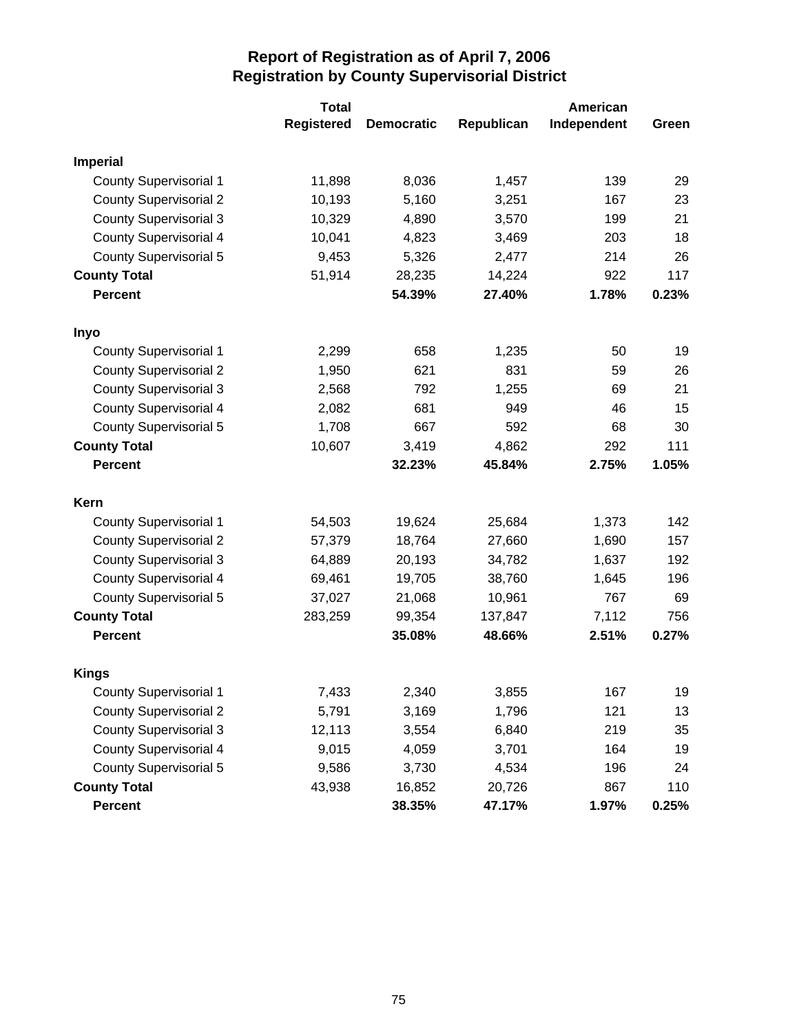# Report of Registration as of April 7, 2006
## Registration by County Supervisorial District

| | Total Registered | Democratic | Republican | American Independent | Green |
|---|---|---|---|---|---|
| **Imperial** | | | | | |
| County Supervisorial 1 | 11,898 | 8,036 | 1,457 | 139 | 29 |
| County Supervisorial 2 | 10,193 | 5,160 | 3,251 | 167 | 23 |
| County Supervisorial 3 | 10,329 | 4,890 | 3,570 | 199 | 21 |
| County Supervisorial 4 | 10,041 | 4,823 | 3,469 | 203 | 18 |
| County Supervisorial 5 | 9,453 | 5,326 | 2,477 | 214 | 26 |
| **County Total** | 51,914 | 28,235 | 14,224 | 922 | 117 |
| **Percent** | | **54.39%** | **27.40%** | **1.78%** | **0.23%** |
| **Inyo** | | | | | |
| County Supervisorial 1 | 2,299 | 658 | 1,235 | 50 | 19 |
| County Supervisorial 2 | 1,950 | 621 | 831 | 59 | 26 |
| County Supervisorial 3 | 2,568 | 792 | 1,255 | 69 | 21 |
| County Supervisorial 4 | 2,082 | 681 | 949 | 46 | 15 |
| County Supervisorial 5 | 1,708 | 667 | 592 | 68 | 30 |
| **County Total** | 10,607 | 3,419 | 4,862 | 292 | 111 |
| **Percent** | | **32.23%** | **45.84%** | **2.75%** | **1.05%** |
| **Kern** | | | | | |
| County Supervisorial 1 | 54,503 | 19,624 | 25,684 | 1,373 | 142 |
| County Supervisorial 2 | 57,379 | 18,764 | 27,660 | 1,690 | 157 |
| County Supervisorial 3 | 64,889 | 20,193 | 34,782 | 1,637 | 192 |
| County Supervisorial 4 | 69,461 | 19,705 | 38,760 | 1,645 | 196 |
| County Supervisorial 5 | 37,027 | 21,068 | 10,961 | 767 | 69 |
| **County Total** | 283,259 | 99,354 | 137,847 | 7,112 | 756 |
| **Percent** | | **35.08%** | **48.66%** | **2.51%** | **0.27%** |
| **Kings** | | | | | |
| County Supervisorial 1 | 7,433 | 2,340 | 3,855 | 167 | 19 |
| County Supervisorial 2 | 5,791 | 3,169 | 1,796 | 121 | 13 |
| County Supervisorial 3 | 12,113 | 3,554 | 6,840 | 219 | 35 |
| County Supervisorial 4 | 9,015 | 4,059 | 3,701 | 164 | 19 |
| County Supervisorial 5 | 9,586 | 3,730 | 4,534 | 196 | 24 |
| **County Total** | 43,938 | 16,852 | 20,726 | 867 | 110 |
| **Percent** | | **38.35%** | **47.17%** | **1.97%** | **0.25%** |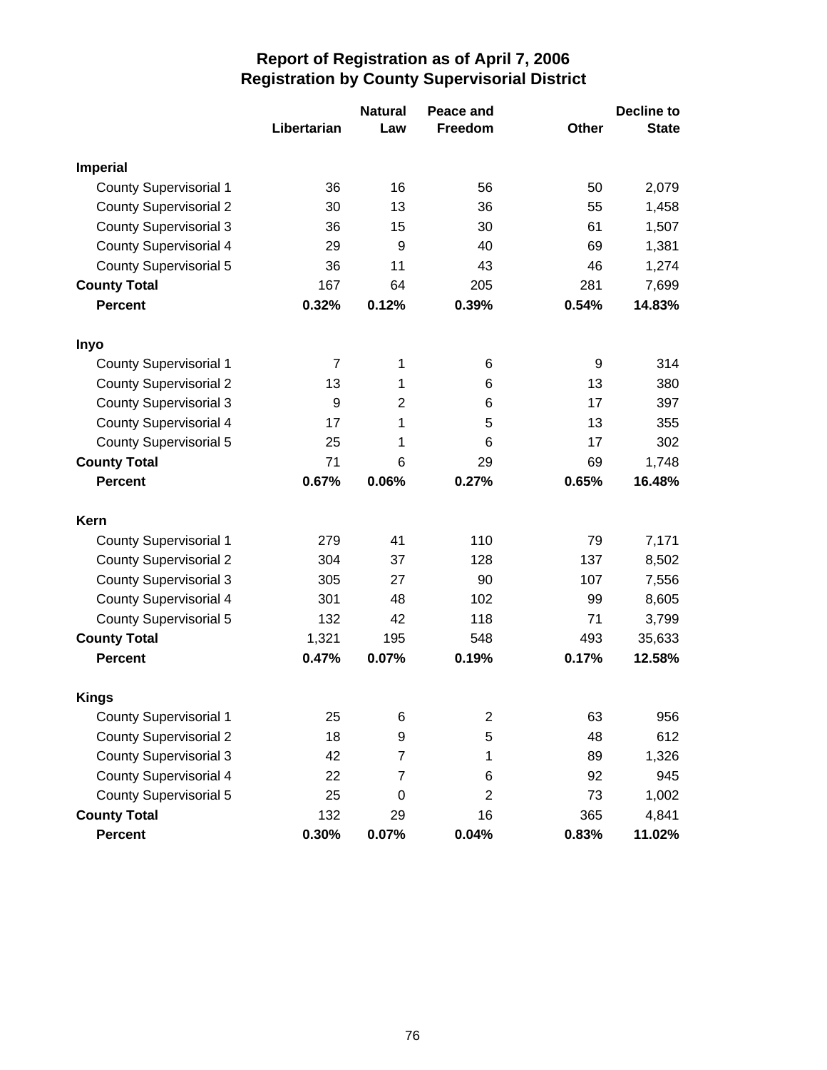# Report of Registration as of April 7, 2006
## Registration by County Supervisorial District

| | Libertarian | Natural Law | Peace and Freedom | Other | Decline to State |
|---|---|---|---|---|---|
| **Imperial** | | | | | |
| County Supervisorial 1 | 36 | 16 | 56 | 50 | 2,079 |
| County Supervisorial 2 | 30 | 13 | 36 | 55 | 1,458 |
| County Supervisorial 3 | 36 | 15 | 30 | 61 | 1,507 |
| County Supervisorial 4 | 29 | 9 | 40 | 69 | 1,381 |
| County Supervisorial 5 | 36 | 11 | 43 | 46 | 1,274 |
| **County Total** | 167 | 64 | 205 | 281 | 7,699 |
| **Percent** | **0.32%** | **0.12%** | **0.39%** | **0.54%** | **14.83%** |
| **Inyo** | | | | | |
| County Supervisorial 1 | 7 | 1 | 6 | 9 | 314 |
| County Supervisorial 2 | 13 | 1 | 6 | 13 | 380 |
| County Supervisorial 3 | 9 | 2 | 6 | 17 | 397 |
| County Supervisorial 4 | 17 | 1 | 5 | 13 | 355 |
| County Supervisorial 5 | 25 | 1 | 6 | 17 | 302 |
| **County Total** | 71 | 6 | 29 | 69 | 1,748 |
| **Percent** | **0.67%** | **0.06%** | **0.27%** | **0.65%** | **16.48%** |
| **Kern** | | | | | |
| County Supervisorial 1 | 279 | 41 | 110 | 79 | 7,171 |
| County Supervisorial 2 | 304 | 37 | 128 | 137 | 8,502 |
| County Supervisorial 3 | 305 | 27 | 90 | 107 | 7,556 |
| County Supervisorial 4 | 301 | 48 | 102 | 99 | 8,605 |
| County Supervisorial 5 | 132 | 42 | 118 | 71 | 3,799 |
| **County Total** | 1,321 | 195 | 548 | 493 | 35,633 |
| **Percent** | **0.47%** | **0.07%** | **0.19%** | **0.17%** | **12.58%** |
| **Kings** | | | | | |
| County Supervisorial 1 | 25 | 6 | 2 | 63 | 956 |
| County Supervisorial 2 | 18 | 9 | 5 | 48 | 612 |
| County Supervisorial 3 | 42 | 7 | 1 | 89 | 1,326 |
| County Supervisorial 4 | 22 | 7 | 6 | 92 | 945 |
| County Supervisorial 5 | 25 | 0 | 2 | 73 | 1,002 |
| **County Total** | 132 | 29 | 16 | 365 | 4,841 |
| **Percent** | **0.30%** | **0.07%** | **0.04%** | **0.83%** | **11.02%** |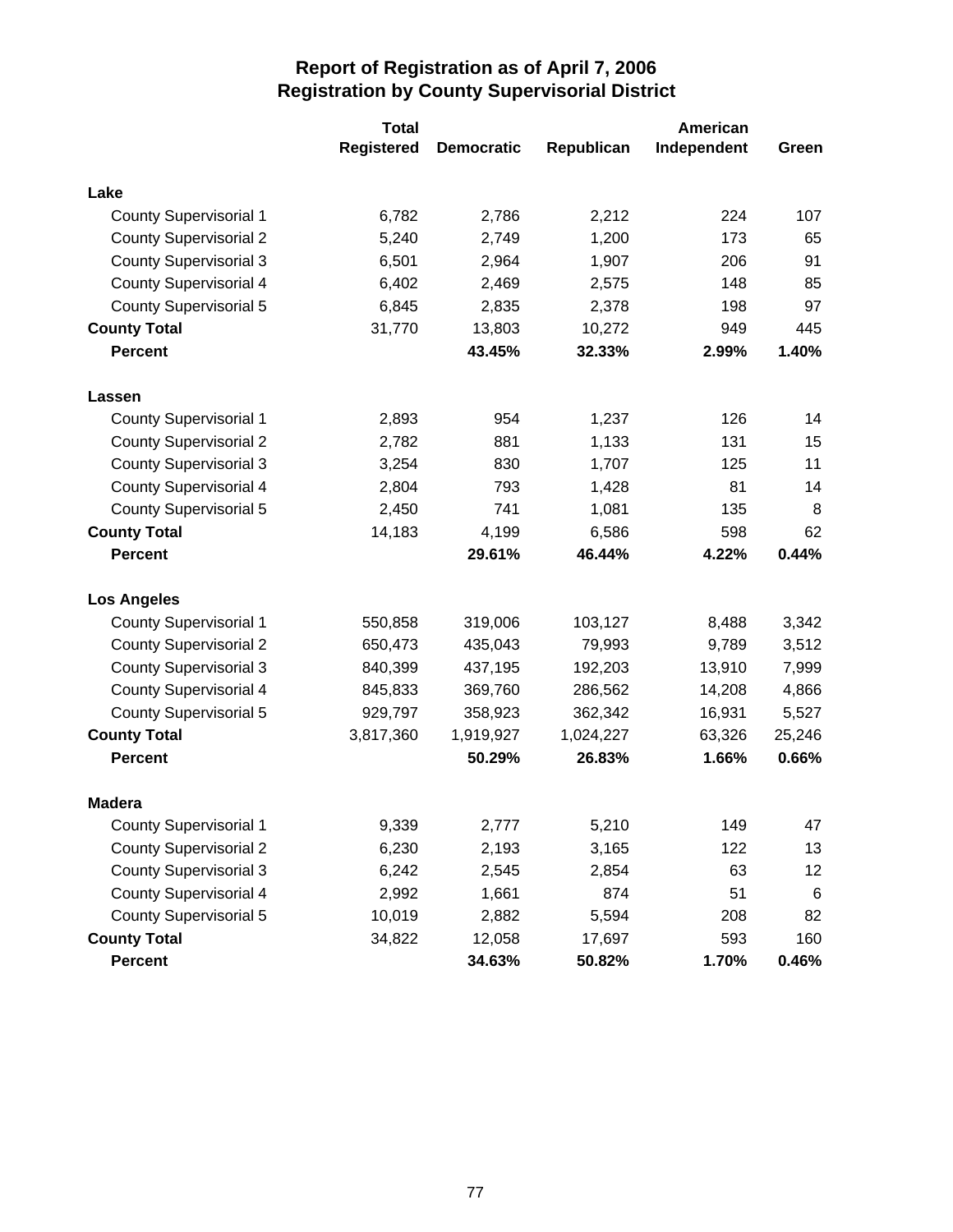# Report of Registration as of April 7, 2006
## Registration by County Supervisorial District

| | Total Registered | Democratic | Republican | American Independent | Green |
|---|---|---|---|---|---|
| **Lake** | | | | | |
| County Supervisorial 1 | 6,782 | 2,786 | 2,212 | 224 | 107 |
| County Supervisorial 2 | 5,240 | 2,749 | 1,200 | 173 | 65 |
| County Supervisorial 3 | 6,501 | 2,964 | 1,907 | 206 | 91 |
| County Supervisorial 4 | 6,402 | 2,469 | 2,575 | 148 | 85 |
| County Supervisorial 5 | 6,845 | 2,835 | 2,378 | 198 | 97 |
| **County Total** | 31,770 | 13,803 | 10,272 | 949 | 445 |
| **Percent** | | **43.45%** | **32.33%** | **2.99%** | **1.40%** |
| **Lassen** | | | | | |
| County Supervisorial 1 | 2,893 | 954 | 1,237 | 126 | 14 |
| County Supervisorial 2 | 2,782 | 881 | 1,133 | 131 | 15 |
| County Supervisorial 3 | 3,254 | 830 | 1,707 | 125 | 11 |
| County Supervisorial 4 | 2,804 | 793 | 1,428 | 81 | 14 |
| County Supervisorial 5 | 2,450 | 741 | 1,081 | 135 | 8 |
| **County Total** | 14,183 | 4,199 | 6,586 | 598 | 62 |
| **Percent** | | **29.61%** | **46.44%** | **4.22%** | **0.44%** |
| **Los Angeles** | | | | | |
| County Supervisorial 1 | 550,858 | 319,006 | 103,127 | 8,488 | 3,342 |
| County Supervisorial 2 | 650,473 | 435,043 | 79,993 | 9,789 | 3,512 |
| County Supervisorial 3 | 840,399 | 437,195 | 192,203 | 13,910 | 7,999 |
| County Supervisorial 4 | 845,833 | 369,760 | 286,562 | 14,208 | 4,866 |
| County Supervisorial 5 | 929,797 | 358,923 | 362,342 | 16,931 | 5,527 |
| **County Total** | 3,817,360 | 1,919,927 | 1,024,227 | 63,326 | 25,246 |
| **Percent** | | **50.29%** | **26.83%** | **1.66%** | **0.66%** |
| **Madera** | | | | | |
| County Supervisorial 1 | 9,339 | 2,777 | 5,210 | 149 | 47 |
| County Supervisorial 2 | 6,230 | 2,193 | 3,165 | 122 | 13 |
| County Supervisorial 3 | 6,242 | 2,545 | 2,854 | 63 | 12 |
| County Supervisorial 4 | 2,992 | 1,661 | 874 | 51 | 6 |
| County Supervisorial 5 | 10,019 | 2,882 | 5,594 | 208 | 82 |
| **County Total** | 34,822 | 12,058 | 17,697 | 593 | 160 |
| **Percent** | | **34.63%** | **50.82%** | **1.70%** | **0.46%** |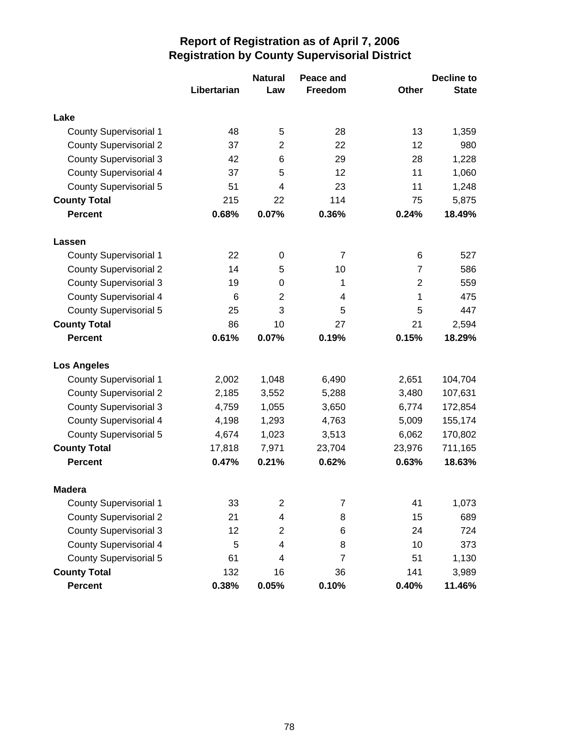# Report of Registration as of April 7, 2006
## Registration by County Supervisorial District

| | Libertarian | Natural Law | Peace and Freedom | Other | Decline to State |
|---|---|---|---|---|---|
| **Lake** | | | | | |
| County Supervisorial 1 | 48 | 5 | 28 | 13 | 1,359 |
| County Supervisorial 2 | 37 | 2 | 22 | 12 | 980 |
| County Supervisorial 3 | 42 | 6 | 29 | 28 | 1,228 |
| County Supervisorial 4 | 37 | 5 | 12 | 11 | 1,060 |
| County Supervisorial 5 | 51 | 4 | 23 | 11 | 1,248 |
| **County Total** | 215 | 22 | 114 | 75 | 5,875 |
| **Percent** | **0.68%** | **0.07%** | **0.36%** | **0.24%** | **18.49%** |
| **Lassen** | | | | | |
| County Supervisorial 1 | 22 | 0 | 7 | 6 | 527 |
| County Supervisorial 2 | 14 | 5 | 10 | 7 | 586 |
| County Supervisorial 3 | 19 | 0 | 1 | 2 | 559 |
| County Supervisorial 4 | 6 | 2 | 4 | 1 | 475 |
| County Supervisorial 5 | 25 | 3 | 5 | 5 | 447 |
| **County Total** | 86 | 10 | 27 | 21 | 2,594 |
| **Percent** | **0.61%** | **0.07%** | **0.19%** | **0.15%** | **18.29%** |
| **Los Angeles** | | | | | |
| County Supervisorial 1 | 2,002 | 1,048 | 6,490 | 2,651 | 104,704 |
| County Supervisorial 2 | 2,185 | 3,552 | 5,288 | 3,480 | 107,631 |
| County Supervisorial 3 | 4,759 | 1,055 | 3,650 | 6,774 | 172,854 |
| County Supervisorial 4 | 4,198 | 1,293 | 4,763 | 5,009 | 155,174 |
| County Supervisorial 5 | 4,674 | 1,023 | 3,513 | 6,062 | 170,802 |
| **County Total** | 17,818 | 7,971 | 23,704 | 23,976 | 711,165 |
| **Percent** | **0.47%** | **0.21%** | **0.62%** | **0.63%** | **18.63%** |
| **Madera** | | | | | |
| County Supervisorial 1 | 33 | 2 | 7 | 41 | 1,073 |
| County Supervisorial 2 | 21 | 4 | 8 | 15 | 689 |
| County Supervisorial 3 | 12 | 2 | 6 | 24 | 724 |
| County Supervisorial 4 | 5 | 4 | 8 | 10 | 373 |
| County Supervisorial 5 | 61 | 4 | 7 | 51 | 1,130 |
| **County Total** | 132 | 16 | 36 | 141 | 3,989 |
| **Percent** | **0.38%** | **0.05%** | **0.10%** | **0.40%** | **11.46%** |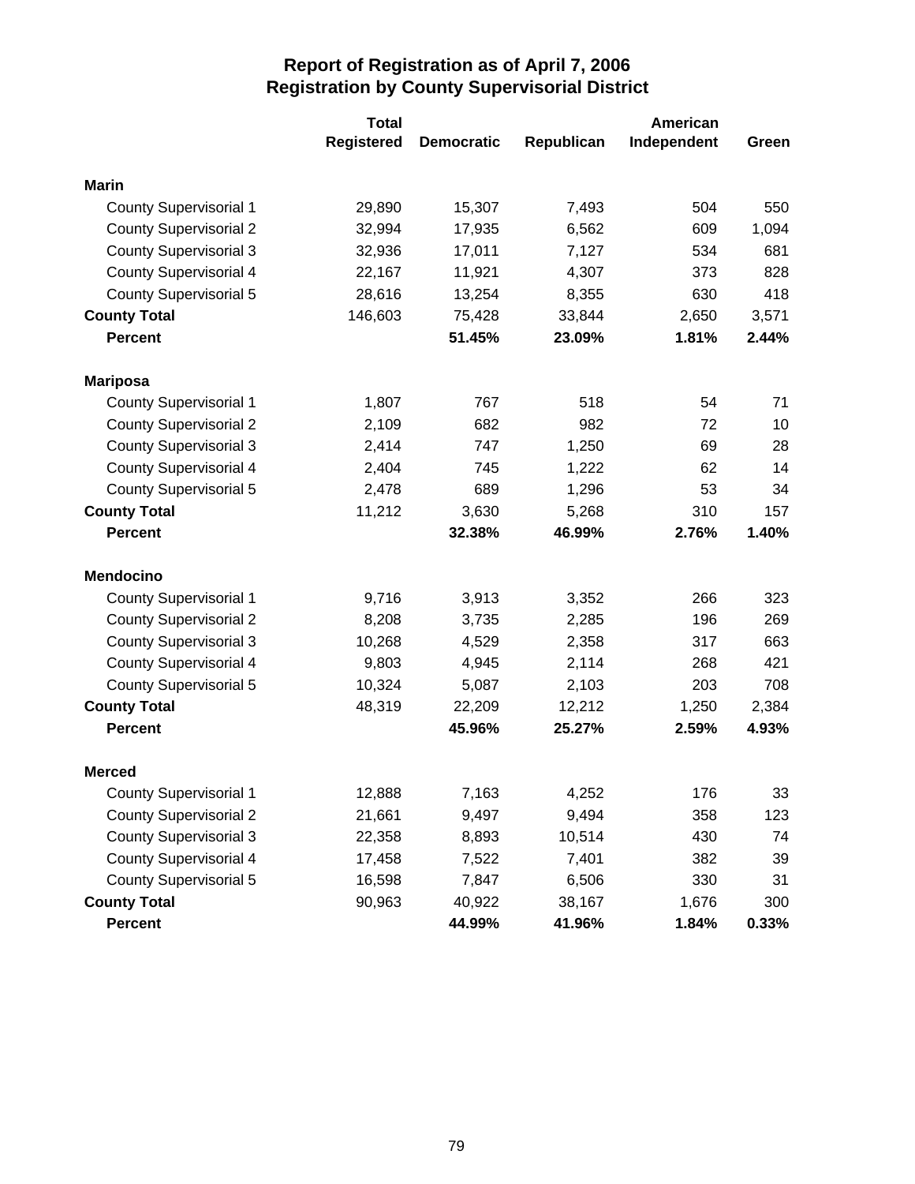# Report of Registration as of April 7, 2006
## Registration by County Supervisorial District

| | Total Registered | Democratic | Republican | American Independent | Green |
|---|---|---|---|---|---|
| **Marin** | | | | | |
| County Supervisorial 1 | 29,890 | 15,307 | 7,493 | 504 | 550 |
| County Supervisorial 2 | 32,994 | 17,935 | 6,562 | 609 | 1,094 |
| County Supervisorial 3 | 32,936 | 17,011 | 7,127 | 534 | 681 |
| County Supervisorial 4 | 22,167 | 11,921 | 4,307 | 373 | 828 |
| County Supervisorial 5 | 28,616 | 13,254 | 8,355 | 630 | 418 |
| **County Total** | 146,603 | 75,428 | 33,844 | 2,650 | 3,571 |
| **Percent** | | **51.45%** | **23.09%** | **1.81%** | **2.44%** |
| **Mariposa** | | | | | |
| County Supervisorial 1 | 1,807 | 767 | 518 | 54 | 71 |
| County Supervisorial 2 | 2,109 | 682 | 982 | 72 | 10 |
| County Supervisorial 3 | 2,414 | 747 | 1,250 | 69 | 28 |
| County Supervisorial 4 | 2,404 | 745 | 1,222 | 62 | 14 |
| County Supervisorial 5 | 2,478 | 689 | 1,296 | 53 | 34 |
| **County Total** | 11,212 | 3,630 | 5,268 | 310 | 157 |
| **Percent** | | **32.38%** | **46.99%** | **2.76%** | **1.40%** |
| **Mendocino** | | | | | |
| County Supervisorial 1 | 9,716 | 3,913 | 3,352 | 266 | 323 |
| County Supervisorial 2 | 8,208 | 3,735 | 2,285 | 196 | 269 |
| County Supervisorial 3 | 10,268 | 4,529 | 2,358 | 317 | 663 |
| County Supervisorial 4 | 9,803 | 4,945 | 2,114 | 268 | 421 |
| County Supervisorial 5 | 10,324 | 5,087 | 2,103 | 203 | 708 |
| **County Total** | 48,319 | 22,209 | 12,212 | 1,250 | 2,384 |
| **Percent** | | **45.96%** | **25.27%** | **2.59%** | **4.93%** |
| **Merced** | | | | | |
| County Supervisorial 1 | 12,888 | 7,163 | 4,252 | 176 | 33 |
| County Supervisorial 2 | 21,661 | 9,497 | 9,494 | 358 | 123 |
| County Supervisorial 3 | 22,358 | 8,893 | 10,514 | 430 | 74 |
| County Supervisorial 4 | 17,458 | 7,522 | 7,401 | 382 | 39 |
| County Supervisorial 5 | 16,598 | 7,847 | 6,506 | 330 | 31 |
| **County Total** | 90,963 | 40,922 | 38,167 | 1,676 | 300 |
| **Percent** | | **44.99%** | **41.96%** | **1.84%** | **0.33%** |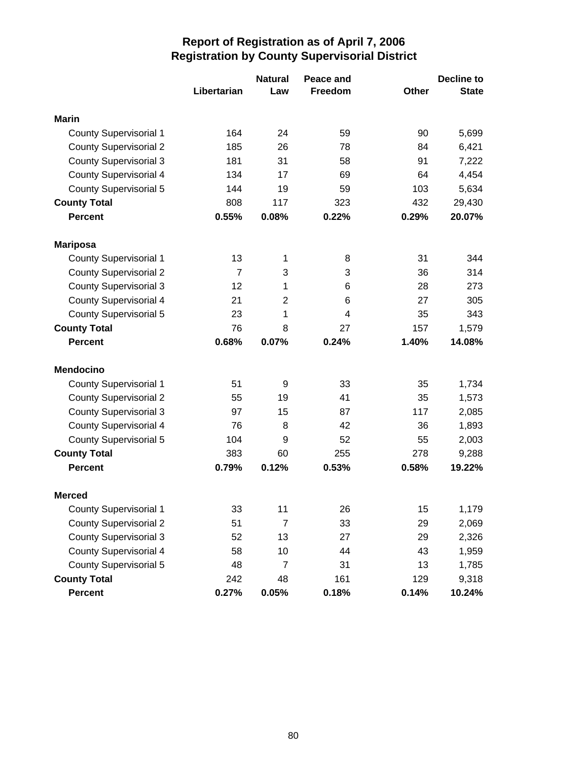# Report of Registration as of April 7, 2006
## Registration by County Supervisorial District

| | Libertarian | Natural Law | Peace and Freedom | Other | Decline to State |
|---|---|---|---|---|---|
| **Marin** | | | | | |
| County Supervisorial 1 | 164 | 24 | 59 | 90 | 5,699 |
| County Supervisorial 2 | 185 | 26 | 78 | 84 | 6,421 |
| County Supervisorial 3 | 181 | 31 | 58 | 91 | 7,222 |
| County Supervisorial 4 | 134 | 17 | 69 | 64 | 4,454 |
| County Supervisorial 5 | 144 | 19 | 59 | 103 | 5,634 |
| **County Total** | 808 | 117 | 323 | 432 | 29,430 |
| **Percent** | **0.55%** | **0.08%** | **0.22%** | **0.29%** | **20.07%** |
| **Mariposa** | | | | | |
| County Supervisorial 1 | 13 | 1 | 8 | 31 | 344 |
| County Supervisorial 2 | 7 | 3 | 3 | 36 | 314 |
| County Supervisorial 3 | 12 | 1 | 6 | 28 | 273 |
| County Supervisorial 4 | 21 | 2 | 6 | 27 | 305 |
| County Supervisorial 5 | 23 | 1 | 4 | 35 | 343 |
| **County Total** | 76 | 8 | 27 | 157 | 1,579 |
| **Percent** | **0.68%** | **0.07%** | **0.24%** | **1.40%** | **14.08%** |
| **Mendocino** | | | | | |
| County Supervisorial 1 | 51 | 9 | 33 | 35 | 1,734 |
| County Supervisorial 2 | 55 | 19 | 41 | 35 | 1,573 |
| County Supervisorial 3 | 97 | 15 | 87 | 117 | 2,085 |
| County Supervisorial 4 | 76 | 8 | 42 | 36 | 1,893 |
| County Supervisorial 5 | 104 | 9 | 52 | 55 | 2,003 |
| **County Total** | 383 | 60 | 255 | 278 | 9,288 |
| **Percent** | **0.79%** | **0.12%** | **0.53%** | **0.58%** | **19.22%** |
| **Merced** | | | | | |
| County Supervisorial 1 | 33 | 11 | 26 | 15 | 1,179 |
| County Supervisorial 2 | 51 | 7 | 33 | 29 | 2,069 |
| County Supervisorial 3 | 52 | 13 | 27 | 29 | 2,326 |
| County Supervisorial 4 | 58 | 10 | 44 | 43 | 1,959 |
| County Supervisorial 5 | 48 | 7 | 31 | 13 | 1,785 |
| **County Total** | 242 | 48 | 161 | 129 | 9,318 |
| **Percent** | **0.27%** | **0.05%** | **0.18%** | **0.14%** | **10.24%** |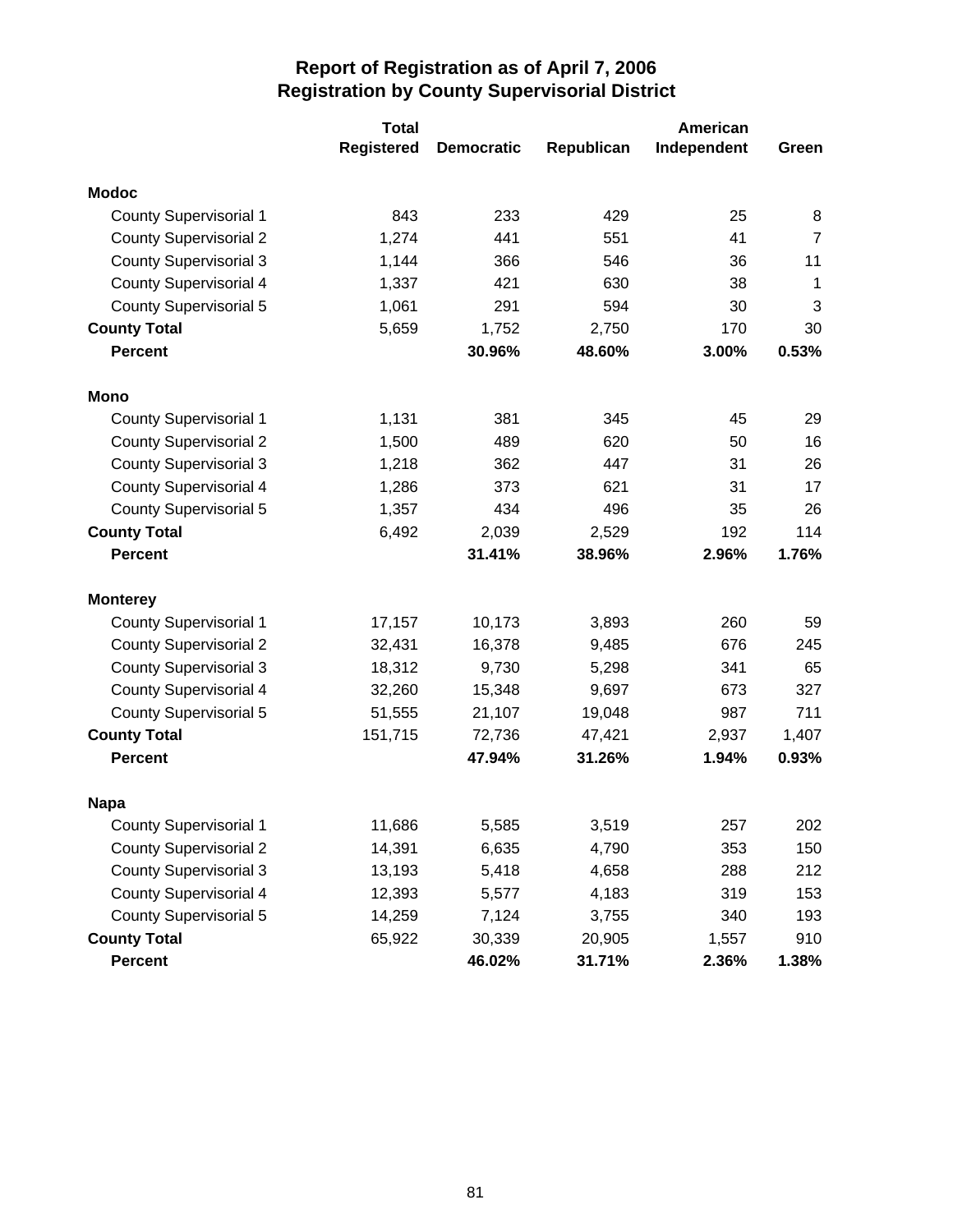## Report of Registration as of April 7, 2006
## Registration by County Supervisorial District

| | Total Registered | Democratic | Republican | American Independent | Green |
|---|---|---|---|---|---|
| **Modoc** | | | | | |
| County Supervisorial 1 | 843 | 233 | 429 | 25 | 8 |
| County Supervisorial 2 | 1,274 | 441 | 551 | 41 | 7 |
| County Supervisorial 3 | 1,144 | 366 | 546 | 36 | 11 |
| County Supervisorial 4 | 1,337 | 421 | 630 | 38 | 1 |
| County Supervisorial 5 | 1,061 | 291 | 594 | 30 | 3 |
| **County Total** | 5,659 | 1,752 | 2,750 | 170 | 30 |
| **Percent** | | **30.96%** | **48.60%** | **3.00%** | **0.53%** |
| **Mono** | | | | | |
| County Supervisorial 1 | 1,131 | 381 | 345 | 45 | 29 |
| County Supervisorial 2 | 1,500 | 489 | 620 | 50 | 16 |
| County Supervisorial 3 | 1,218 | 362 | 447 | 31 | 26 |
| County Supervisorial 4 | 1,286 | 373 | 621 | 31 | 17 |
| County Supervisorial 5 | 1,357 | 434 | 496 | 35 | 26 |
| **County Total** | 6,492 | 2,039 | 2,529 | 192 | 114 |
| **Percent** | | **31.41%** | **38.96%** | **2.96%** | **1.76%** |
| **Monterey** | | | | | |
| County Supervisorial 1 | 17,157 | 10,173 | 3,893 | 260 | 59 |
| County Supervisorial 2 | 32,431 | 16,378 | 9,485 | 676 | 245 |
| County Supervisorial 3 | 18,312 | 9,730 | 5,298 | 341 | 65 |
| County Supervisorial 4 | 32,260 | 15,348 | 9,697 | 673 | 327 |
| County Supervisorial 5 | 51,555 | 21,107 | 19,048 | 987 | 711 |
| **County Total** | 151,715 | 72,736 | 47,421 | 2,937 | 1,407 |
| **Percent** | | **47.94%** | **31.26%** | **1.94%** | **0.93%** |
| **Napa** | | | | | |
| County Supervisorial 1 | 11,686 | 5,585 | 3,519 | 257 | 202 |
| County Supervisorial 2 | 14,391 | 6,635 | 4,790 | 353 | 150 |
| County Supervisorial 3 | 13,193 | 5,418 | 4,658 | 288 | 212 |
| County Supervisorial 4 | 12,393 | 5,577 | 4,183 | 319 | 153 |
| County Supervisorial 5 | 14,259 | 7,124 | 3,755 | 340 | 193 |
| **County Total** | 65,922 | 30,339 | 20,905 | 1,557 | 910 |
| **Percent** | | **46.02%** | **31.71%** | **2.36%** | **1.38%** |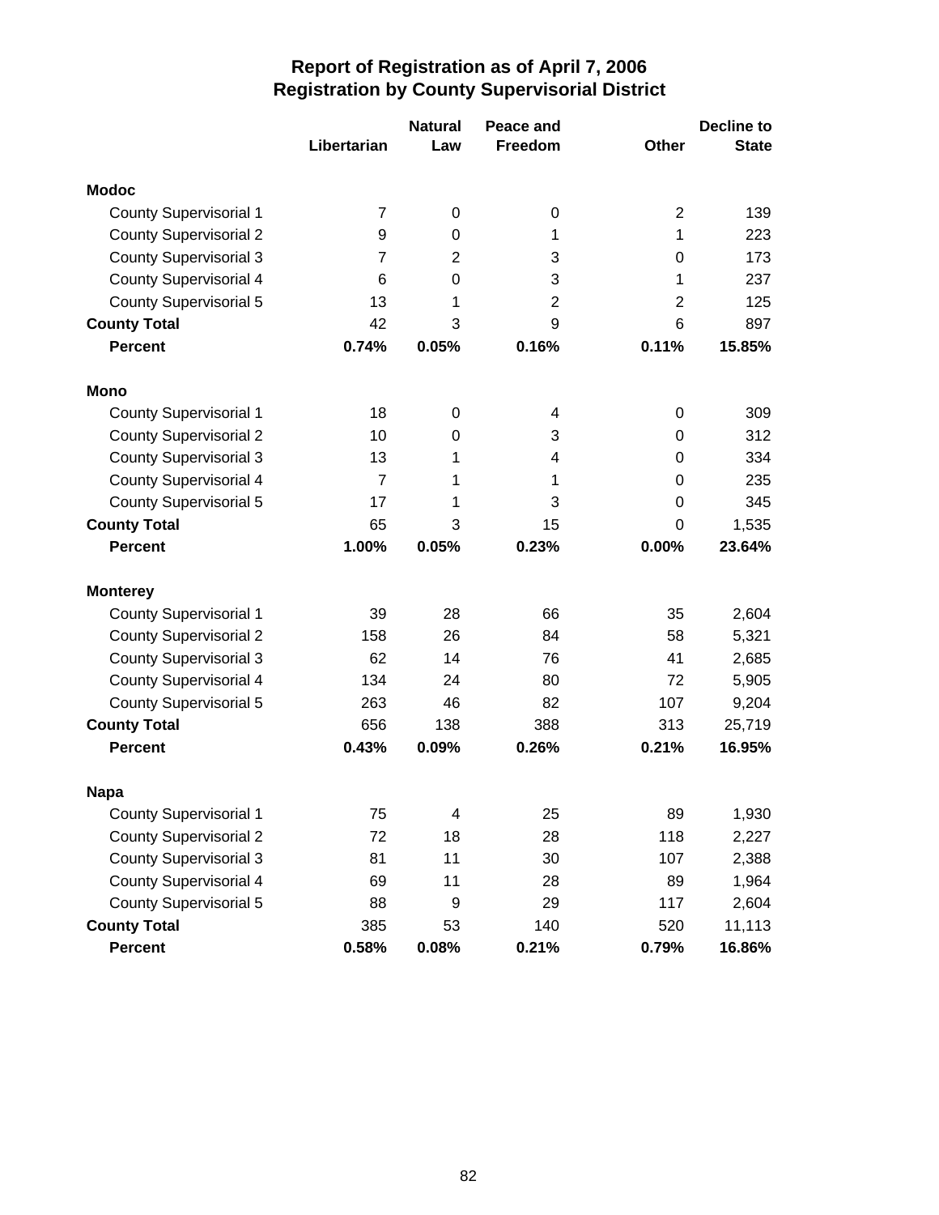# Report of Registration as of April 7, 2006
## Registration by County Supervisorial District

| | Libertarian | Natural Law | Peace and Freedom | Other | Decline to State |
|---|---|---|---|---|---|
| **Modoc** | | | | | |
| County Supervisorial 1 | 7 | 0 | 0 | 2 | 139 |
| County Supervisorial 2 | 9 | 0 | 1 | 1 | 223 |
| County Supervisorial 3 | 7 | 2 | 3 | 0 | 173 |
| County Supervisorial 4 | 6 | 0 | 3 | 1 | 237 |
| County Supervisorial 5 | 13 | 1 | 2 | 2 | 125 |
| **County Total** | 42 | 3 | 9 | 6 | 897 |
| **Percent** | **0.74%** | **0.05%** | **0.16%** | **0.11%** | **15.85%** |
| **Mono** | | | | | |
| County Supervisorial 1 | 18 | 0 | 4 | 0 | 309 |
| County Supervisorial 2 | 10 | 0 | 3 | 0 | 312 |
| County Supervisorial 3 | 13 | 1 | 4 | 0 | 334 |
| County Supervisorial 4 | 7 | 1 | 1 | 0 | 235 |
| County Supervisorial 5 | 17 | 1 | 3 | 0 | 345 |
| **County Total** | 65 | 3 | 15 | 0 | 1,535 |
| **Percent** | **1.00%** | **0.05%** | **0.23%** | **0.00%** | **23.64%** |
| **Monterey** | | | | | |
| County Supervisorial 1 | 39 | 28 | 66 | 35 | 2,604 |
| County Supervisorial 2 | 158 | 26 | 84 | 58 | 5,321 |
| County Supervisorial 3 | 62 | 14 | 76 | 41 | 2,685 |
| County Supervisorial 4 | 134 | 24 | 80 | 72 | 5,905 |
| County Supervisorial 5 | 263 | 46 | 82 | 107 | 9,204 |
| **County Total** | 656 | 138 | 388 | 313 | 25,719 |
| **Percent** | **0.43%** | **0.09%** | **0.26%** | **0.21%** | **16.95%** |
| **Napa** | | | | | |
| County Supervisorial 1 | 75 | 4 | 25 | 89 | 1,930 |
| County Supervisorial 2 | 72 | 18 | 28 | 118 | 2,227 |
| County Supervisorial 3 | 81 | 11 | 30 | 107 | 2,388 |
| County Supervisorial 4 | 69 | 11 | 28 | 89 | 1,964 |
| County Supervisorial 5 | 88 | 9 | 29 | 117 | 2,604 |
| **County Total** | 385 | 53 | 140 | 520 | 11,113 |
| **Percent** | **0.58%** | **0.08%** | **0.21%** | **0.79%** | **16.86%** |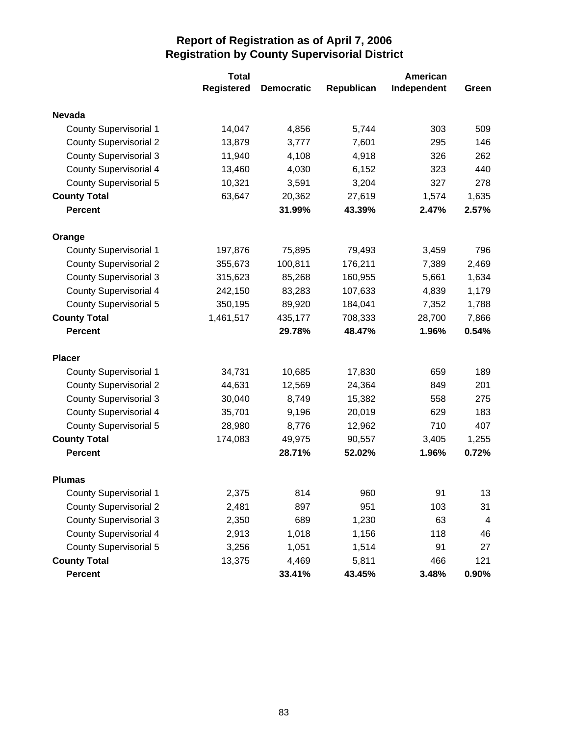# Report of Registration as of April 7, 2006
## Registration by County Supervisorial District

| | Total Registered | Democratic | Republican | American Independent | Green |
|---|---|---|---|---|---|
| **Nevada** | | | | | |
| County Supervisorial 1 | 14,047 | 4,856 | 5,744 | 303 | 509 |
| County Supervisorial 2 | 13,879 | 3,777 | 7,601 | 295 | 146 |
| County Supervisorial 3 | 11,940 | 4,108 | 4,918 | 326 | 262 |
| County Supervisorial 4 | 13,460 | 4,030 | 6,152 | 323 | 440 |
| County Supervisorial 5 | 10,321 | 3,591 | 3,204 | 327 | 278 |
| **County Total** | 63,647 | 20,362 | 27,619 | 1,574 | 1,635 |
| **Percent** | | **31.99%** | **43.39%** | **2.47%** | **2.57%** |
| **Orange** | | | | | |
| County Supervisorial 1 | 197,876 | 75,895 | 79,493 | 3,459 | 796 |
| County Supervisorial 2 | 355,673 | 100,811 | 176,211 | 7,389 | 2,469 |
| County Supervisorial 3 | 315,623 | 85,268 | 160,955 | 5,661 | 1,634 |
| County Supervisorial 4 | 242,150 | 83,283 | 107,633 | 4,839 | 1,179 |
| County Supervisorial 5 | 350,195 | 89,920 | 184,041 | 7,352 | 1,788 |
| **County Total** | 1,461,517 | 435,177 | 708,333 | 28,700 | 7,866 |
| **Percent** | | **29.78%** | **48.47%** | **1.96%** | **0.54%** |
| **Placer** | | | | | |
| County Supervisorial 1 | 34,731 | 10,685 | 17,830 | 659 | 189 |
| County Supervisorial 2 | 44,631 | 12,569 | 24,364 | 849 | 201 |
| County Supervisorial 3 | 30,040 | 8,749 | 15,382 | 558 | 275 |
| County Supervisorial 4 | 35,701 | 9,196 | 20,019 | 629 | 183 |
| County Supervisorial 5 | 28,980 | 8,776 | 12,962 | 710 | 407 |
| **County Total** | 174,083 | 49,975 | 90,557 | 3,405 | 1,255 |
| **Percent** | | **28.71%** | **52.02%** | **1.96%** | **0.72%** |
| **Plumas** | | | | | |
| County Supervisorial 1 | 2,375 | 814 | 960 | 91 | 13 |
| County Supervisorial 2 | 2,481 | 897 | 951 | 103 | 31 |
| County Supervisorial 3 | 2,350 | 689 | 1,230 | 63 | 4 |
| County Supervisorial 4 | 2,913 | 1,018 | 1,156 | 118 | 46 |
| County Supervisorial 5 | 3,256 | 1,051 | 1,514 | 91 | 27 |
| **County Total** | 13,375 | 4,469 | 5,811 | 466 | 121 |
| **Percent** | | **33.41%** | **43.45%** | **3.48%** | **0.90%** |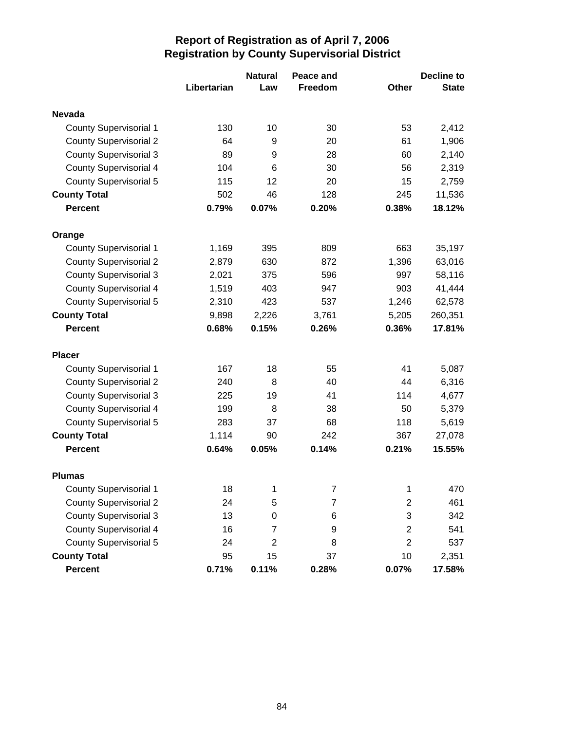# Report of Registration as of April 7, 2006
## Registration by County Supervisorial District

| | Libertarian | Natural Law | Peace and Freedom | Other | Decline to State |
|---|---|---|---|---|---|
| **Nevada** | | | | | |
| County Supervisorial 1 | 130 | 10 | 30 | 53 | 2,412 |
| County Supervisorial 2 | 64 | 9 | 20 | 61 | 1,906 |
| County Supervisorial 3 | 89 | 9 | 28 | 60 | 2,140 |
| County Supervisorial 4 | 104 | 6 | 30 | 56 | 2,319 |
| County Supervisorial 5 | 115 | 12 | 20 | 15 | 2,759 |
| **County Total** | 502 | 46 | 128 | 245 | 11,536 |
| **Percent** | **0.79%** | **0.07%** | **0.20%** | **0.38%** | **18.12%** |
| **Orange** | | | | | |
| County Supervisorial 1 | 1,169 | 395 | 809 | 663 | 35,197 |
| County Supervisorial 2 | 2,879 | 630 | 872 | 1,396 | 63,016 |
| County Supervisorial 3 | 2,021 | 375 | 596 | 997 | 58,116 |
| County Supervisorial 4 | 1,519 | 403 | 947 | 903 | 41,444 |
| County Supervisorial 5 | 2,310 | 423 | 537 | 1,246 | 62,578 |
| **County Total** | 9,898 | 2,226 | 3,761 | 5,205 | 260,351 |
| **Percent** | **0.68%** | **0.15%** | **0.26%** | **0.36%** | **17.81%** |
| **Placer** | | | | | |
| County Supervisorial 1 | 167 | 18 | 55 | 41 | 5,087 |
| County Supervisorial 2 | 240 | 8 | 40 | 44 | 6,316 |
| County Supervisorial 3 | 225 | 19 | 41 | 114 | 4,677 |
| County Supervisorial 4 | 199 | 8 | 38 | 50 | 5,379 |
| County Supervisorial 5 | 283 | 37 | 68 | 118 | 5,619 |
| **County Total** | 1,114 | 90 | 242 | 367 | 27,078 |
| **Percent** | **0.64%** | **0.05%** | **0.14%** | **0.21%** | **15.55%** |
| **Plumas** | | | | | |
| County Supervisorial 1 | 18 | 1 | 7 | 1 | 470 |
| County Supervisorial 2 | 24 | 5 | 7 | 2 | 461 |
| County Supervisorial 3 | 13 | 0 | 6 | 3 | 342 |
| County Supervisorial 4 | 16 | 7 | 9 | 2 | 541 |
| County Supervisorial 5 | 24 | 2 | 8 | 2 | 537 |
| **County Total** | 95 | 15 | 37 | 10 | 2,351 |
| **Percent** | **0.71%** | **0.11%** | **0.28%** | **0.07%** | **17.58%** |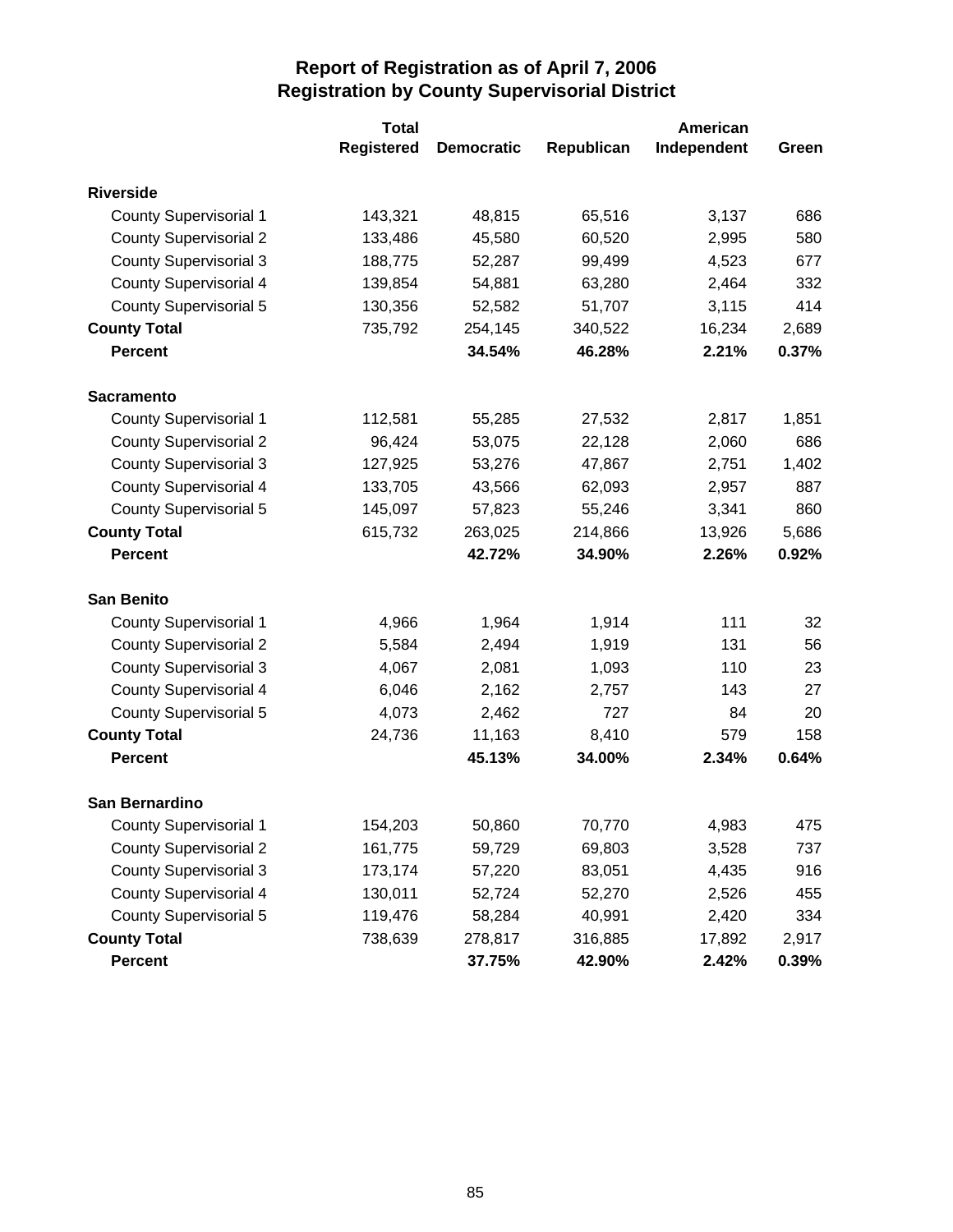# Report of Registration as of April 7, 2006
## Registration by County Supervisorial District

| | Total Registered | Democratic | Republican | American Independent | Green |
|---|---|---|---|---|---|
| **Riverside** | | | | | |
| County Supervisorial 1 | 143,321 | 48,815 | 65,516 | 3,137 | 686 |
| County Supervisorial 2 | 133,486 | 45,580 | 60,520 | 2,995 | 580 |
| County Supervisorial 3 | 188,775 | 52,287 | 99,499 | 4,523 | 677 |
| County Supervisorial 4 | 139,854 | 54,881 | 63,280 | 2,464 | 332 |
| County Supervisorial 5 | 130,356 | 52,582 | 51,707 | 3,115 | 414 |
| **County Total** | 735,792 | 254,145 | 340,522 | 16,234 | 2,689 |
| **Percent** | | **34.54%** | **46.28%** | **2.21%** | **0.37%** |
| **Sacramento** | | | | | |
| County Supervisorial 1 | 112,581 | 55,285 | 27,532 | 2,817 | 1,851 |
| County Supervisorial 2 | 96,424 | 53,075 | 22,128 | 2,060 | 686 |
| County Supervisorial 3 | 127,925 | 53,276 | 47,867 | 2,751 | 1,402 |
| County Supervisorial 4 | 133,705 | 43,566 | 62,093 | 2,957 | 887 |
| County Supervisorial 5 | 145,097 | 57,823 | 55,246 | 3,341 | 860 |
| **County Total** | 615,732 | 263,025 | 214,866 | 13,926 | 5,686 |
| **Percent** | | **42.72%** | **34.90%** | **2.26%** | **0.92%** |
| **San Benito** | | | | | |
| County Supervisorial 1 | 4,966 | 1,964 | 1,914 | 111 | 32 |
| County Supervisorial 2 | 5,584 | 2,494 | 1,919 | 131 | 56 |
| County Supervisorial 3 | 4,067 | 2,081 | 1,093 | 110 | 23 |
| County Supervisorial 4 | 6,046 | 2,162 | 2,757 | 143 | 27 |
| County Supervisorial 5 | 4,073 | 2,462 | 727 | 84 | 20 |
| **County Total** | 24,736 | 11,163 | 8,410 | 579 | 158 |
| **Percent** | | **45.13%** | **34.00%** | **2.34%** | **0.64%** |
| **San Bernardino** | | | | | |
| County Supervisorial 1 | 154,203 | 50,860 | 70,770 | 4,983 | 475 |
| County Supervisorial 2 | 161,775 | 59,729 | 69,803 | 3,528 | 737 |
| County Supervisorial 3 | 173,174 | 57,220 | 83,051 | 4,435 | 916 |
| County Supervisorial 4 | 130,011 | 52,724 | 52,270 | 2,526 | 455 |
| County Supervisorial 5 | 119,476 | 58,284 | 40,991 | 2,420 | 334 |
| **County Total** | 738,639 | 278,817 | 316,885 | 17,892 | 2,917 |
| **Percent** | | **37.75%** | **42.90%** | **2.42%** | **0.39%** |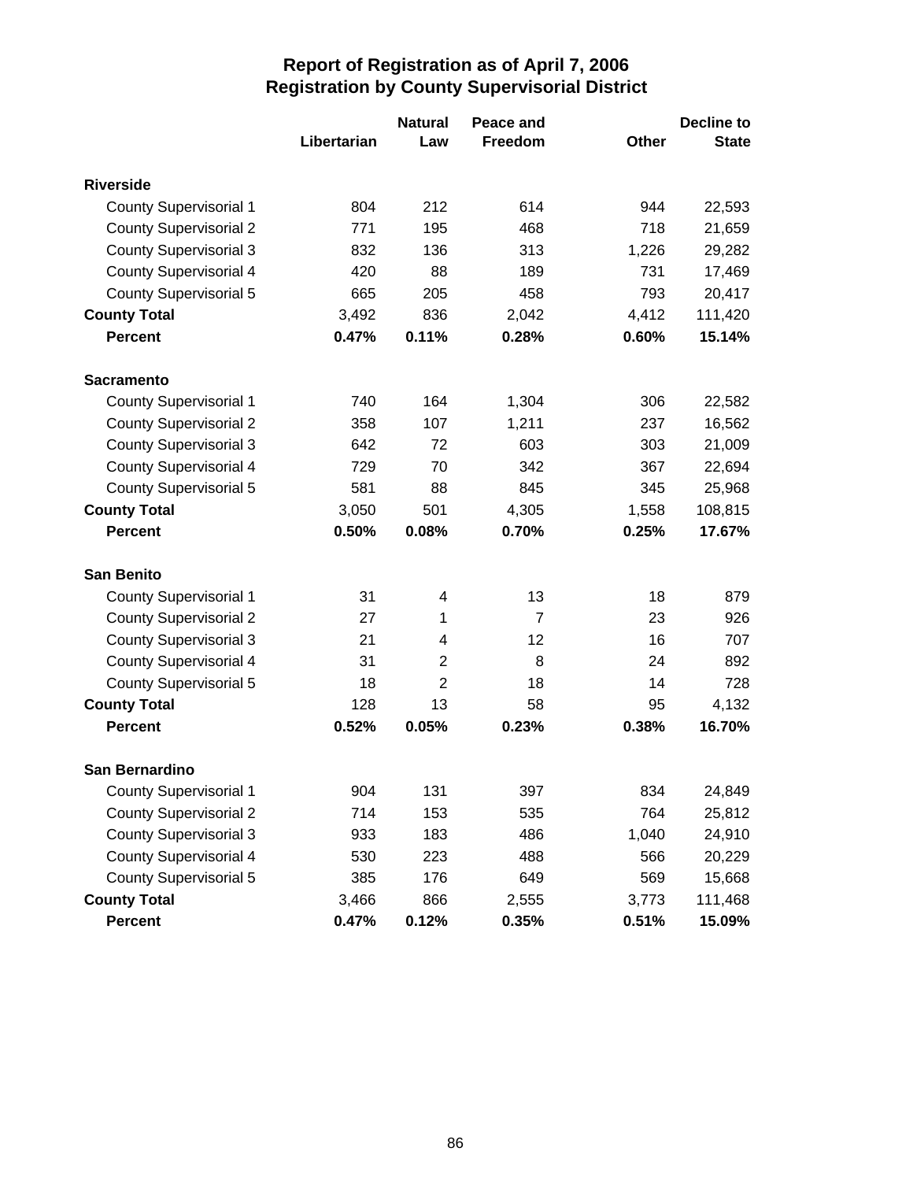# Report of Registration as of April 7, 2006
## Registration by County Supervisorial District

| | Libertarian | Natural Law | Peace and Freedom | Other | Decline to State |
|---|---|---|---|---|---|
| **Riverside** | | | | | |
| County Supervisorial 1 | 804 | 212 | 614 | 944 | 22,593 |
| County Supervisorial 2 | 771 | 195 | 468 | 718 | 21,659 |
| County Supervisorial 3 | 832 | 136 | 313 | 1,226 | 29,282 |
| County Supervisorial 4 | 420 | 88 | 189 | 731 | 17,469 |
| County Supervisorial 5 | 665 | 205 | 458 | 793 | 20,417 |
| **County Total** | 3,492 | 836 | 2,042 | 4,412 | 111,420 |
| **Percent** | **0.47%** | **0.11%** | **0.28%** | **0.60%** | **15.14%** |
| **Sacramento** | | | | | |
| County Supervisorial 1 | 740 | 164 | 1,304 | 306 | 22,582 |
| County Supervisorial 2 | 358 | 107 | 1,211 | 237 | 16,562 |
| County Supervisorial 3 | 642 | 72 | 603 | 303 | 21,009 |
| County Supervisorial 4 | 729 | 70 | 342 | 367 | 22,694 |
| County Supervisorial 5 | 581 | 88 | 845 | 345 | 25,968 |
| **County Total** | 3,050 | 501 | 4,305 | 1,558 | 108,815 |
| **Percent** | **0.50%** | **0.08%** | **0.70%** | **0.25%** | **17.67%** |
| **San Benito** | | | | | |
| County Supervisorial 1 | 31 | 4 | 13 | 18 | 879 |
| County Supervisorial 2 | 27 | 1 | 7 | 23 | 926 |
| County Supervisorial 3 | 21 | 4 | 12 | 16 | 707 |
| County Supervisorial 4 | 31 | 2 | 8 | 24 | 892 |
| County Supervisorial 5 | 18 | 2 | 18 | 14 | 728 |
| **County Total** | 128 | 13 | 58 | 95 | 4,132 |
| **Percent** | **0.52%** | **0.05%** | **0.23%** | **0.38%** | **16.70%** |
| **San Bernardino** | | | | | |
| County Supervisorial 1 | 904 | 131 | 397 | 834 | 24,849 |
| County Supervisorial 2 | 714 | 153 | 535 | 764 | 25,812 |
| County Supervisorial 3 | 933 | 183 | 486 | 1,040 | 24,910 |
| County Supervisorial 4 | 530 | 223 | 488 | 566 | 20,229 |
| County Supervisorial 5 | 385 | 176 | 649 | 569 | 15,668 |
| **County Total** | 3,466 | 866 | 2,555 | 3,773 | 111,468 |
| **Percent** | **0.47%** | **0.12%** | **0.35%** | **0.51%** | **15.09%** |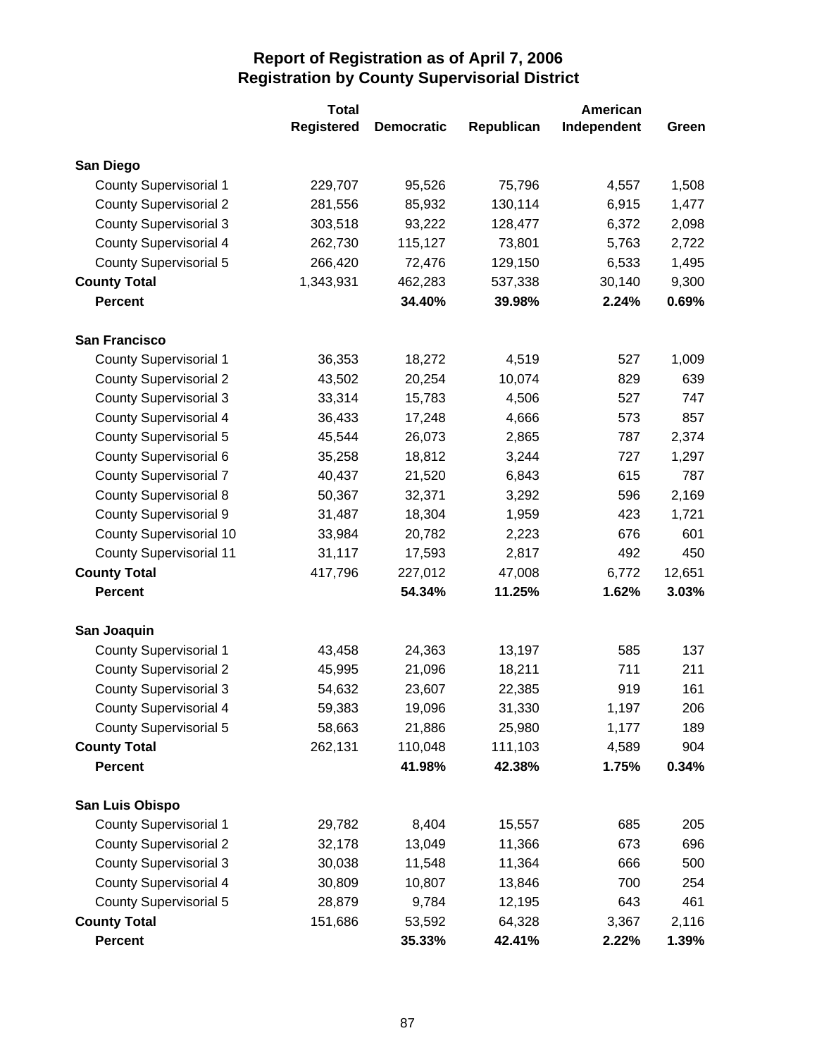# Report of Registration as of April 7, 2006
## Registration by County Supervisorial District

| | Total Registered | Democratic | Republican | American Independent | Green |
|---|---|---|---|---|---|
| **San Diego** | | | | | |
| County Supervisorial 1 | 229,707 | 95,526 | 75,796 | 4,557 | 1,508 |
| County Supervisorial 2 | 281,556 | 85,932 | 130,114 | 6,915 | 1,477 |
| County Supervisorial 3 | 303,518 | 93,222 | 128,477 | 6,372 | 2,098 |
| County Supervisorial 4 | 262,730 | 115,127 | 73,801 | 5,763 | 2,722 |
| County Supervisorial 5 | 266,420 | 72,476 | 129,150 | 6,533 | 1,495 |
| **County Total** | 1,343,931 | 462,283 | 537,338 | 30,140 | 9,300 |
| **Percent** | | **34.40%** | **39.98%** | **2.24%** | **0.69%** |
| **San Francisco** | | | | | |
| County Supervisorial 1 | 36,353 | 18,272 | 4,519 | 527 | 1,009 |
| County Supervisorial 2 | 43,502 | 20,254 | 10,074 | 829 | 639 |
| County Supervisorial 3 | 33,314 | 15,783 | 4,506 | 527 | 747 |
| County Supervisorial 4 | 36,433 | 17,248 | 4,666 | 573 | 857 |
| County Supervisorial 5 | 45,544 | 26,073 | 2,865 | 787 | 2,374 |
| County Supervisorial 6 | 35,258 | 18,812 | 3,244 | 727 | 1,297 |
| County Supervisorial 7 | 40,437 | 21,520 | 6,843 | 615 | 787 |
| County Supervisorial 8 | 50,367 | 32,371 | 3,292 | 596 | 2,169 |
| County Supervisorial 9 | 31,487 | 18,304 | 1,959 | 423 | 1,721 |
| County Supervisorial 10 | 33,984 | 20,782 | 2,223 | 676 | 601 |
| County Supervisorial 11 | 31,117 | 17,593 | 2,817 | 492 | 450 |
| **County Total** | 417,796 | 227,012 | 47,008 | 6,772 | 12,651 |
| **Percent** | | **54.34%** | **11.25%** | **1.62%** | **3.03%** |
| **San Joaquin** | | | | | |
| County Supervisorial 1 | 43,458 | 24,363 | 13,197 | 585 | 137 |
| County Supervisorial 2 | 45,995 | 21,096 | 18,211 | 711 | 211 |
| County Supervisorial 3 | 54,632 | 23,607 | 22,385 | 919 | 161 |
| County Supervisorial 4 | 59,383 | 19,096 | 31,330 | 1,197 | 206 |
| County Supervisorial 5 | 58,663 | 21,886 | 25,980 | 1,177 | 189 |
| **County Total** | 262,131 | 110,048 | 111,103 | 4,589 | 904 |
| **Percent** | | **41.98%** | **42.38%** | **1.75%** | **0.34%** |
| **San Luis Obispo** | | | | | |
| County Supervisorial 1 | 29,782 | 8,404 | 15,557 | 685 | 205 |
| County Supervisorial 2 | 32,178 | 13,049 | 11,366 | 673 | 696 |
| County Supervisorial 3 | 30,038 | 11,548 | 11,364 | 666 | 500 |
| County Supervisorial 4 | 30,809 | 10,807 | 13,846 | 700 | 254 |
| County Supervisorial 5 | 28,879 | 9,784 | 12,195 | 643 | 461 |
| **County Total** | 151,686 | 53,592 | 64,328 | 3,367 | 2,116 |
| **Percent** | | **35.33%** | **42.41%** | **2.22%** | **1.39%** |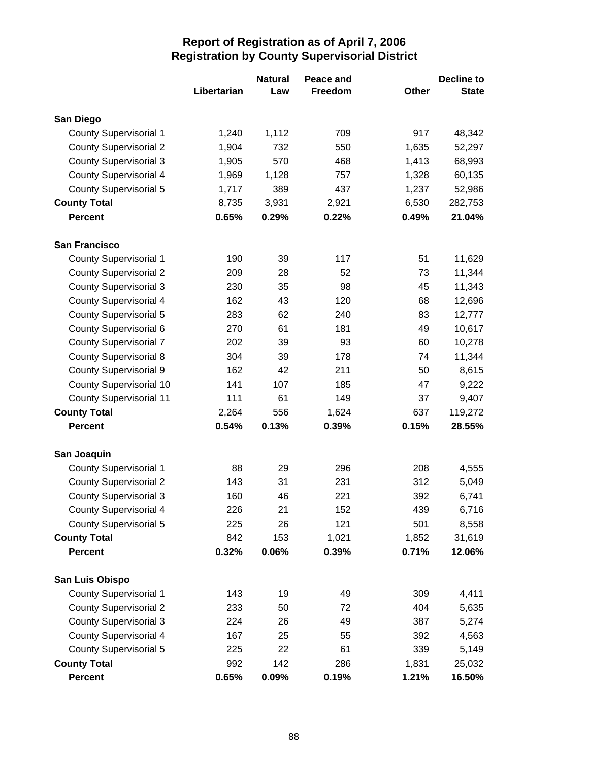# Report of Registration as of April 7, 2006
## Registration by County Supervisorial District

| | Libertarian | Natural Law | Peace and Freedom | Other | Decline to State |
|---|---|---|---|---|---|
| **San Diego** | | | | | |
| County Supervisorial 1 | 1,240 | 1,112 | 709 | 917 | 48,342 |
| County Supervisorial 2 | 1,904 | 732 | 550 | 1,635 | 52,297 |
| County Supervisorial 3 | 1,905 | 570 | 468 | 1,413 | 68,993 |
| County Supervisorial 4 | 1,969 | 1,128 | 757 | 1,328 | 60,135 |
| County Supervisorial 5 | 1,717 | 389 | 437 | 1,237 | 52,986 |
| **County Total** | 8,735 | 3,931 | 2,921 | 6,530 | 282,753 |
| **Percent** | **0.65%** | **0.29%** | **0.22%** | **0.49%** | **21.04%** |
| **San Francisco** | | | | | |
| County Supervisorial 1 | 190 | 39 | 117 | 51 | 11,629 |
| County Supervisorial 2 | 209 | 28 | 52 | 73 | 11,344 |
| County Supervisorial 3 | 230 | 35 | 98 | 45 | 11,343 |
| County Supervisorial 4 | 162 | 43 | 120 | 68 | 12,696 |
| County Supervisorial 5 | 283 | 62 | 240 | 83 | 12,777 |
| County Supervisorial 6 | 270 | 61 | 181 | 49 | 10,617 |
| County Supervisorial 7 | 202 | 39 | 93 | 60 | 10,278 |
| County Supervisorial 8 | 304 | 39 | 178 | 74 | 11,344 |
| County Supervisorial 9 | 162 | 42 | 211 | 50 | 8,615 |
| County Supervisorial 10 | 141 | 107 | 185 | 47 | 9,222 |
| County Supervisorial 11 | 111 | 61 | 149 | 37 | 9,407 |
| **County Total** | 2,264 | 556 | 1,624 | 637 | 119,272 |
| **Percent** | **0.54%** | **0.13%** | **0.39%** | **0.15%** | **28.55%** |
| **San Joaquin** | | | | | |
| County Supervisorial 1 | 88 | 29 | 296 | 208 | 4,555 |
| County Supervisorial 2 | 143 | 31 | 231 | 312 | 5,049 |
| County Supervisorial 3 | 160 | 46 | 221 | 392 | 6,741 |
| County Supervisorial 4 | 226 | 21 | 152 | 439 | 6,716 |
| County Supervisorial 5 | 225 | 26 | 121 | 501 | 8,558 |
| **County Total** | 842 | 153 | 1,021 | 1,852 | 31,619 |
| **Percent** | **0.32%** | **0.06%** | **0.39%** | **0.71%** | **12.06%** |
| **San Luis Obispo** | | | | | |
| County Supervisorial 1 | 143 | 19 | 49 | 309 | 4,411 |
| County Supervisorial 2 | 233 | 50 | 72 | 404 | 5,635 |
| County Supervisorial 3 | 224 | 26 | 49 | 387 | 5,274 |
| County Supervisorial 4 | 167 | 25 | 55 | 392 | 4,563 |
| County Supervisorial 5 | 225 | 22 | 61 | 339 | 5,149 |
| **County Total** | 992 | 142 | 286 | 1,831 | 25,032 |
| **Percent** | **0.65%** | **0.09%** | **0.19%** | **1.21%** | **16.50%** |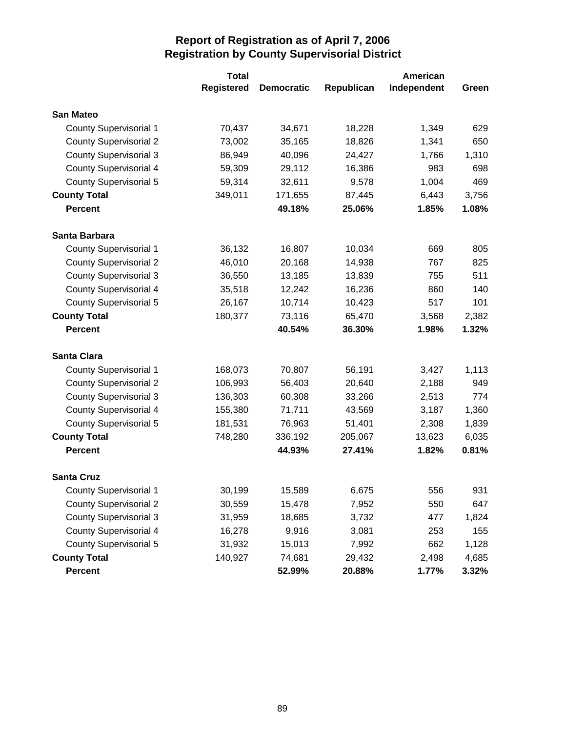# Report of Registration as of April 7, 2006
## Registration by County Supervisorial District

| | Total Registered | Democratic | Republican | American Independent | Green |
|---|---|---|---|---|---|
| **San Mateo** | | | | | |
| County Supervisorial 1 | 70,437 | 34,671 | 18,228 | 1,349 | 629 |
| County Supervisorial 2 | 73,002 | 35,165 | 18,826 | 1,341 | 650 |
| County Supervisorial 3 | 86,949 | 40,096 | 24,427 | 1,766 | 1,310 |
| County Supervisorial 4 | 59,309 | 29,112 | 16,386 | 983 | 698 |
| County Supervisorial 5 | 59,314 | 32,611 | 9,578 | 1,004 | 469 |
| **County Total** | 349,011 | 171,655 | 87,445 | 6,443 | 3,756 |
| **Percent** | | **49.18%** | **25.06%** | **1.85%** | **1.08%** |
| **Santa Barbara** | | | | | |
| County Supervisorial 1 | 36,132 | 16,807 | 10,034 | 669 | 805 |
| County Supervisorial 2 | 46,010 | 20,168 | 14,938 | 767 | 825 |
| County Supervisorial 3 | 36,550 | 13,185 | 13,839 | 755 | 511 |
| County Supervisorial 4 | 35,518 | 12,242 | 16,236 | 860 | 140 |
| County Supervisorial 5 | 26,167 | 10,714 | 10,423 | 517 | 101 |
| **County Total** | 180,377 | 73,116 | 65,470 | 3,568 | 2,382 |
| **Percent** | | **40.54%** | **36.30%** | **1.98%** | **1.32%** |
| **Santa Clara** | | | | | |
| County Supervisorial 1 | 168,073 | 70,807 | 56,191 | 3,427 | 1,113 |
| County Supervisorial 2 | 106,993 | 56,403 | 20,640 | 2,188 | 949 |
| County Supervisorial 3 | 136,303 | 60,308 | 33,266 | 2,513 | 774 |
| County Supervisorial 4 | 155,380 | 71,711 | 43,569 | 3,187 | 1,360 |
| County Supervisorial 5 | 181,531 | 76,963 | 51,401 | 2,308 | 1,839 |
| **County Total** | 748,280 | 336,192 | 205,067 | 13,623 | 6,035 |
| **Percent** | | **44.93%** | **27.41%** | **1.82%** | **0.81%** |
| **Santa Cruz** | | | | | |
| County Supervisorial 1 | 30,199 | 15,589 | 6,675 | 556 | 931 |
| County Supervisorial 2 | 30,559 | 15,478 | 7,952 | 550 | 647 |
| County Supervisorial 3 | 31,959 | 18,685 | 3,732 | 477 | 1,824 |
| County Supervisorial 4 | 16,278 | 9,916 | 3,081 | 253 | 155 |
| County Supervisorial 5 | 31,932 | 15,013 | 7,992 | 662 | 1,128 |
| **County Total** | 140,927 | 74,681 | 29,432 | 2,498 | 4,685 |
| **Percent** | | **52.99%** | **20.88%** | **1.77%** | **3.32%** |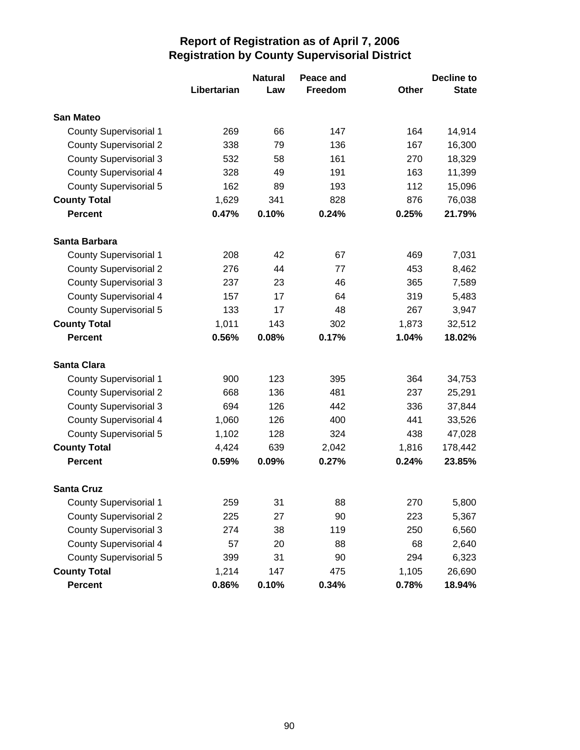# Report of Registration as of April 7, 2006
## Registration by County Supervisorial District

| | Libertarian | Natural Law | Peace and Freedom | Other | Decline to State |
|---|---|---|---|---|---|
| **San Mateo** | | | | | |
| County Supervisorial 1 | 269 | 66 | 147 | 164 | 14,914 |
| County Supervisorial 2 | 338 | 79 | 136 | 167 | 16,300 |
| County Supervisorial 3 | 532 | 58 | 161 | 270 | 18,329 |
| County Supervisorial 4 | 328 | 49 | 191 | 163 | 11,399 |
| County Supervisorial 5 | 162 | 89 | 193 | 112 | 15,096 |
| **County Total** | 1,629 | 341 | 828 | 876 | 76,038 |
| **Percent** | **0.47%** | **0.10%** | **0.24%** | **0.25%** | **21.79%** |
| **Santa Barbara** | | | | | |
| County Supervisorial 1 | 208 | 42 | 67 | 469 | 7,031 |
| County Supervisorial 2 | 276 | 44 | 77 | 453 | 8,462 |
| County Supervisorial 3 | 237 | 23 | 46 | 365 | 7,589 |
| County Supervisorial 4 | 157 | 17 | 64 | 319 | 5,483 |
| County Supervisorial 5 | 133 | 17 | 48 | 267 | 3,947 |
| **County Total** | 1,011 | 143 | 302 | 1,873 | 32,512 |
| **Percent** | **0.56%** | **0.08%** | **0.17%** | **1.04%** | **18.02%** |
| **Santa Clara** | | | | | |
| County Supervisorial 1 | 900 | 123 | 395 | 364 | 34,753 |
| County Supervisorial 2 | 668 | 136 | 481 | 237 | 25,291 |
| County Supervisorial 3 | 694 | 126 | 442 | 336 | 37,844 |
| County Supervisorial 4 | 1,060 | 126 | 400 | 441 | 33,526 |
| County Supervisorial 5 | 1,102 | 128 | 324 | 438 | 47,028 |
| **County Total** | 4,424 | 639 | 2,042 | 1,816 | 178,442 |
| **Percent** | **0.59%** | **0.09%** | **0.27%** | **0.24%** | **23.85%** |
| **Santa Cruz** | | | | | |
| County Supervisorial 1 | 259 | 31 | 88 | 270 | 5,800 |
| County Supervisorial 2 | 225 | 27 | 90 | 223 | 5,367 |
| County Supervisorial 3 | 274 | 38 | 119 | 250 | 6,560 |
| County Supervisorial 4 | 57 | 20 | 88 | 68 | 2,640 |
| County Supervisorial 5 | 399 | 31 | 90 | 294 | 6,323 |
| **County Total** | 1,214 | 147 | 475 | 1,105 | 26,690 |
| **Percent** | **0.86%** | **0.10%** | **0.34%** | **0.78%** | **18.94%** |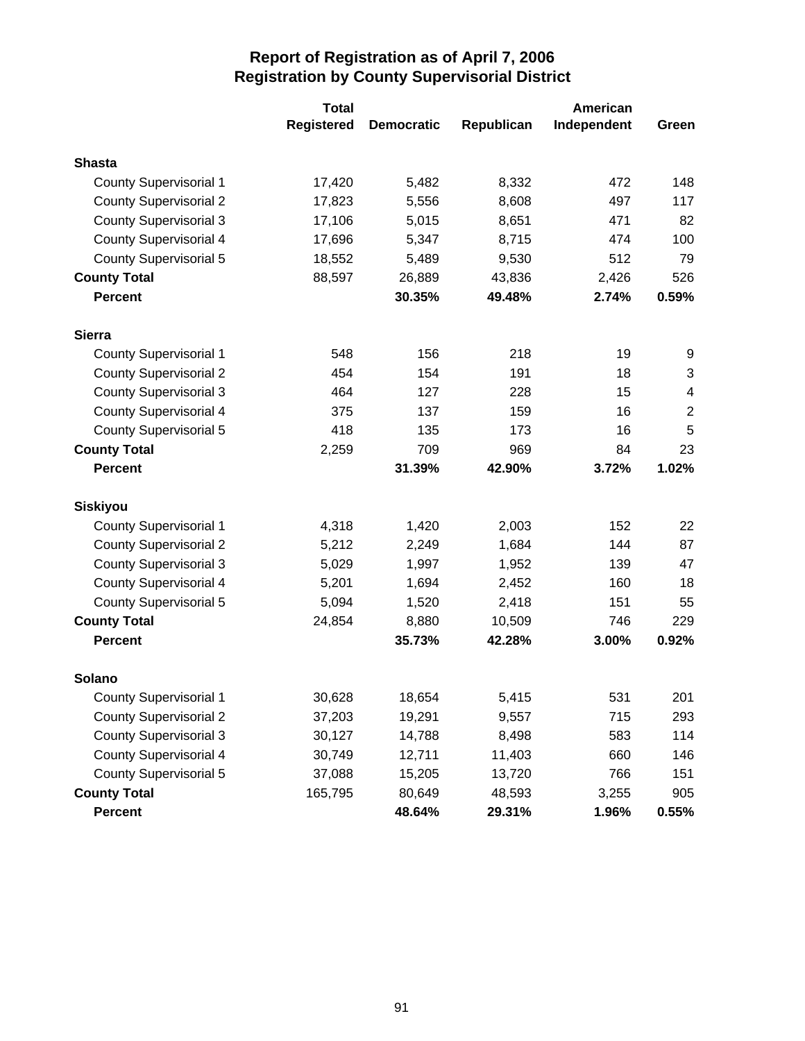# Report of Registration as of April 7, 2006
## Registration by County Supervisorial District

| | Total Registered | Democratic | Republican | American Independent | Green |
|---|---|---|---|---|---|
| **Shasta** | | | | | |
| County Supervisorial 1 | 17,420 | 5,482 | 8,332 | 472 | 148 |
| County Supervisorial 2 | 17,823 | 5,556 | 8,608 | 497 | 117 |
| County Supervisorial 3 | 17,106 | 5,015 | 8,651 | 471 | 82 |
| County Supervisorial 4 | 17,696 | 5,347 | 8,715 | 474 | 100 |
| County Supervisorial 5 | 18,552 | 5,489 | 9,530 | 512 | 79 |
| **County Total** | 88,597 | 26,889 | 43,836 | 2,426 | 526 |
| **Percent** | | **30.35%** | **49.48%** | **2.74%** | **0.59%** |
| **Sierra** | | | | | |
| County Supervisorial 1 | 548 | 156 | 218 | 19 | 9 |
| County Supervisorial 2 | 454 | 154 | 191 | 18 | 3 |
| County Supervisorial 3 | 464 | 127 | 228 | 15 | 4 |
| County Supervisorial 4 | 375 | 137 | 159 | 16 | 2 |
| County Supervisorial 5 | 418 | 135 | 173 | 16 | 5 |
| **County Total** | 2,259 | 709 | 969 | 84 | 23 |
| **Percent** | | **31.39%** | **42.90%** | **3.72%** | **1.02%** |
| **Siskiyou** | | | | | |
| County Supervisorial 1 | 4,318 | 1,420 | 2,003 | 152 | 22 |
| County Supervisorial 2 | 5,212 | 2,249 | 1,684 | 144 | 87 |
| County Supervisorial 3 | 5,029 | 1,997 | 1,952 | 139 | 47 |
| County Supervisorial 4 | 5,201 | 1,694 | 2,452 | 160 | 18 |
| County Supervisorial 5 | 5,094 | 1,520 | 2,418 | 151 | 55 |
| **County Total** | 24,854 | 8,880 | 10,509 | 746 | 229 |
| **Percent** | | **35.73%** | **42.28%** | **3.00%** | **0.92%** |
| **Solano** | | | | | |
| County Supervisorial 1 | 30,628 | 18,654 | 5,415 | 531 | 201 |
| County Supervisorial 2 | 37,203 | 19,291 | 9,557 | 715 | 293 |
| County Supervisorial 3 | 30,127 | 14,788 | 8,498 | 583 | 114 |
| County Supervisorial 4 | 30,749 | 12,711 | 11,403 | 660 | 146 |
| County Supervisorial 5 | 37,088 | 15,205 | 13,720 | 766 | 151 |
| **County Total** | 165,795 | 80,649 | 48,593 | 3,255 | 905 |
| **Percent** | | **48.64%** | **29.31%** | **1.96%** | **0.55%** |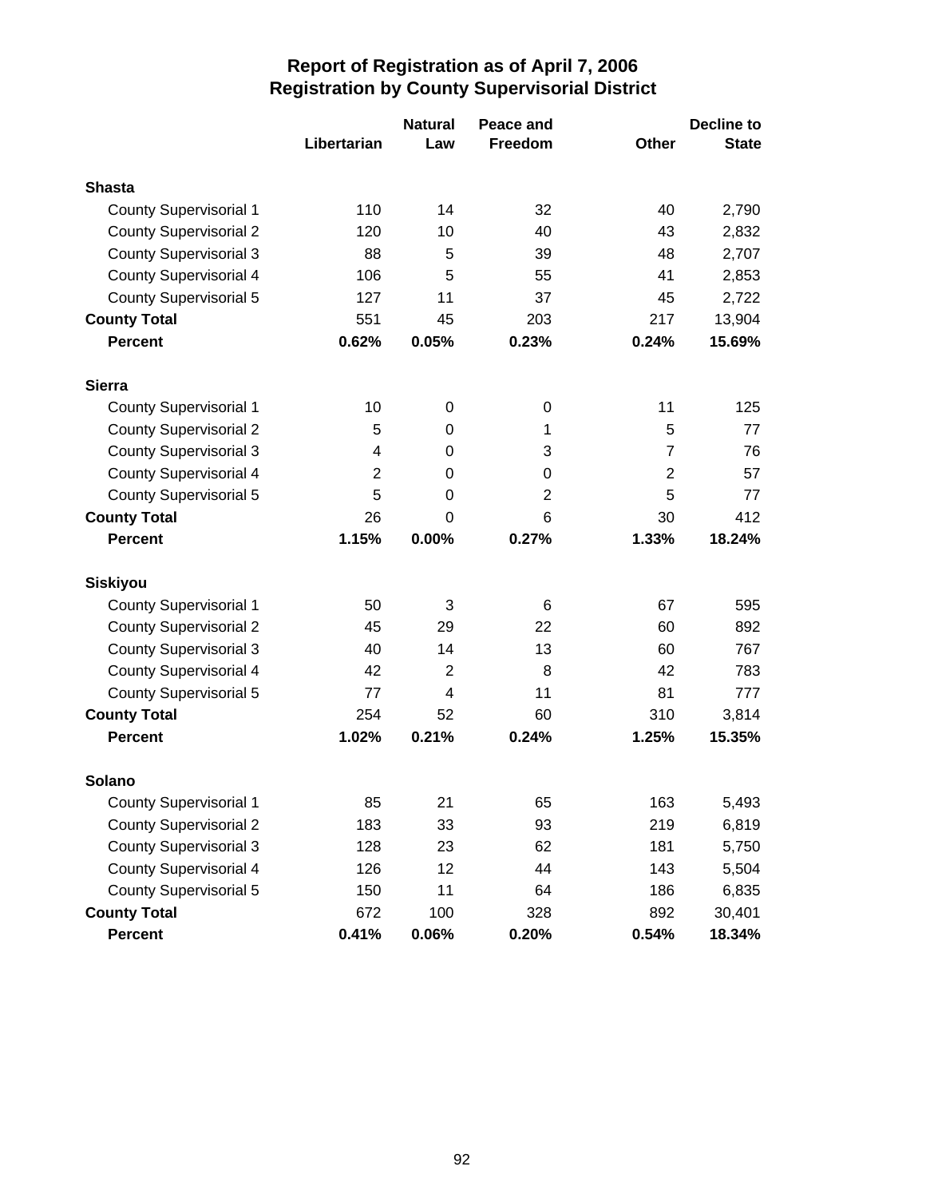# Report of Registration as of April 7, 2006
## Registration by County Supervisorial District

| | Libertarian | Natural Law | Peace and Freedom | Other | Decline to State |
|---|---|---|---|---|---|
| **Shasta** | | | | | |
| County Supervisorial 1 | 110 | 14 | 32 | 40 | 2,790 |
| County Supervisorial 2 | 120 | 10 | 40 | 43 | 2,832 |
| County Supervisorial 3 | 88 | 5 | 39 | 48 | 2,707 |
| County Supervisorial 4 | 106 | 5 | 55 | 41 | 2,853 |
| County Supervisorial 5 | 127 | 11 | 37 | 45 | 2,722 |
| **County Total** | 551 | 45 | 203 | 217 | 13,904 |
| **Percent** | **0.62%** | **0.05%** | **0.23%** | **0.24%** | **15.69%** |
| **Sierra** | | | | | |
| County Supervisorial 1 | 10 | 0 | 0 | 11 | 125 |
| County Supervisorial 2 | 5 | 0 | 1 | 5 | 77 |
| County Supervisorial 3 | 4 | 0 | 3 | 7 | 76 |
| County Supervisorial 4 | 2 | 0 | 0 | 2 | 57 |
| County Supervisorial 5 | 5 | 0 | 2 | 5 | 77 |
| **County Total** | 26 | 0 | 6 | 30 | 412 |
| **Percent** | **1.15%** | **0.00%** | **0.27%** | **1.33%** | **18.24%** |
| **Siskiyou** | | | | | |
| County Supervisorial 1 | 50 | 3 | 6 | 67 | 595 |
| County Supervisorial 2 | 45 | 29 | 22 | 60 | 892 |
| County Supervisorial 3 | 40 | 14 | 13 | 60 | 767 |
| County Supervisorial 4 | 42 | 2 | 8 | 42 | 783 |
| County Supervisorial 5 | 77 | 4 | 11 | 81 | 777 |
| **County Total** | 254 | 52 | 60 | 310 | 3,814 |
| **Percent** | **1.02%** | **0.21%** | **0.24%** | **1.25%** | **15.35%** |
| **Solano** | | | | | |
| County Supervisorial 1 | 85 | 21 | 65 | 163 | 5,493 |
| County Supervisorial 2 | 183 | 33 | 93 | 219 | 6,819 |
| County Supervisorial 3 | 128 | 23 | 62 | 181 | 5,750 |
| County Supervisorial 4 | 126 | 12 | 44 | 143 | 5,504 |
| County Supervisorial 5 | 150 | 11 | 64 | 186 | 6,835 |
| **County Total** | 672 | 100 | 328 | 892 | 30,401 |
| **Percent** | **0.41%** | **0.06%** | **0.20%** | **0.54%** | **18.34%** |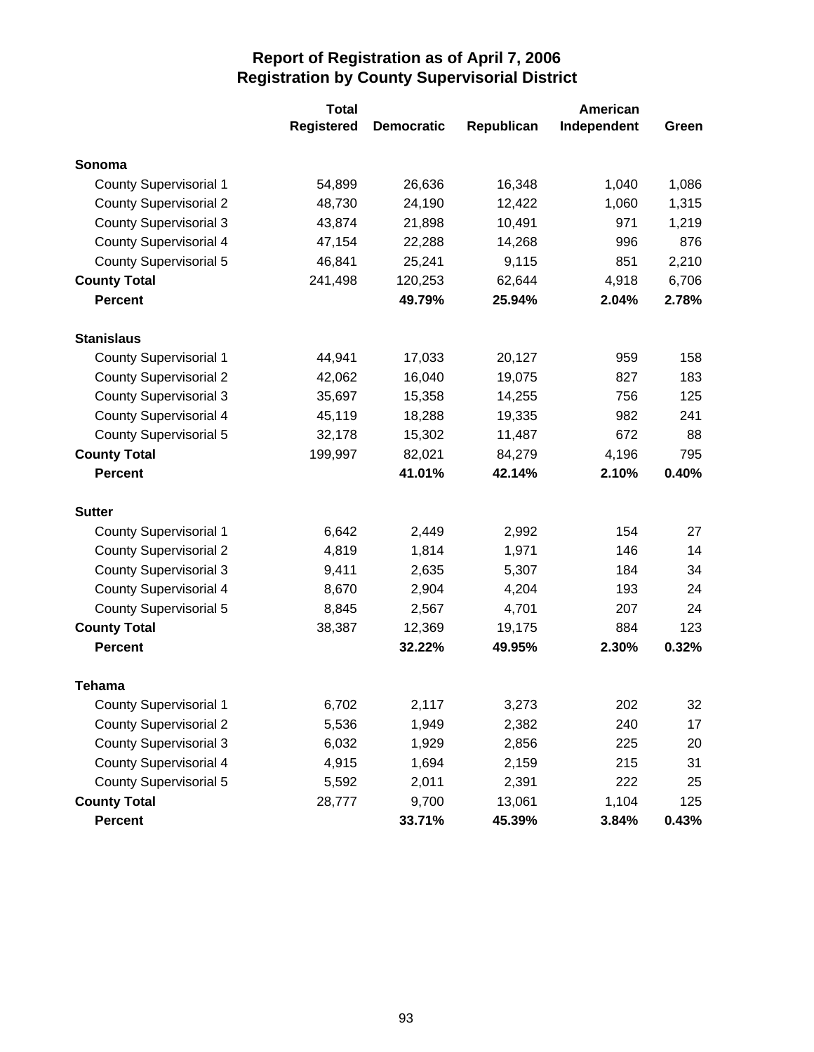# Report of Registration as of April 7, 2006
## Registration by County Supervisorial District

| | Total Registered | Democratic | Republican | American Independent | Green |
|---|---|---|---|---|---|
| **Sonoma** | | | | | |
| County Supervisorial 1 | 54,899 | 26,636 | 16,348 | 1,040 | 1,086 |
| County Supervisorial 2 | 48,730 | 24,190 | 12,422 | 1,060 | 1,315 |
| County Supervisorial 3 | 43,874 | 21,898 | 10,491 | 971 | 1,219 |
| County Supervisorial 4 | 47,154 | 22,288 | 14,268 | 996 | 876 |
| County Supervisorial 5 | 46,841 | 25,241 | 9,115 | 851 | 2,210 |
| **County Total** | 241,498 | 120,253 | 62,644 | 4,918 | 6,706 |
| **Percent** | | **49.79%** | **25.94%** | **2.04%** | **2.78%** |
| **Stanislaus** | | | | | |
| County Supervisorial 1 | 44,941 | 17,033 | 20,127 | 959 | 158 |
| County Supervisorial 2 | 42,062 | 16,040 | 19,075 | 827 | 183 |
| County Supervisorial 3 | 35,697 | 15,358 | 14,255 | 756 | 125 |
| County Supervisorial 4 | 45,119 | 18,288 | 19,335 | 982 | 241 |
| County Supervisorial 5 | 32,178 | 15,302 | 11,487 | 672 | 88 |
| **County Total** | 199,997 | 82,021 | 84,279 | 4,196 | 795 |
| **Percent** | | **41.01%** | **42.14%** | **2.10%** | **0.40%** |
| **Sutter** | | | | | |
| County Supervisorial 1 | 6,642 | 2,449 | 2,992 | 154 | 27 |
| County Supervisorial 2 | 4,819 | 1,814 | 1,971 | 146 | 14 |
| County Supervisorial 3 | 9,411 | 2,635 | 5,307 | 184 | 34 |
| County Supervisorial 4 | 8,670 | 2,904 | 4,204 | 193 | 24 |
| County Supervisorial 5 | 8,845 | 2,567 | 4,701 | 207 | 24 |
| **County Total** | 38,387 | 12,369 | 19,175 | 884 | 123 |
| **Percent** | | **32.22%** | **49.95%** | **2.30%** | **0.32%** |
| **Tehama** | | | | | |
| County Supervisorial 1 | 6,702 | 2,117 | 3,273 | 202 | 32 |
| County Supervisorial 2 | 5,536 | 1,949 | 2,382 | 240 | 17 |
| County Supervisorial 3 | 6,032 | 1,929 | 2,856 | 225 | 20 |
| County Supervisorial 4 | 4,915 | 1,694 | 2,159 | 215 | 31 |
| County Supervisorial 5 | 5,592 | 2,011 | 2,391 | 222 | 25 |
| **County Total** | 28,777 | 9,700 | 13,061 | 1,104 | 125 |
| **Percent** | | **33.71%** | **45.39%** | **3.84%** | **0.43%** |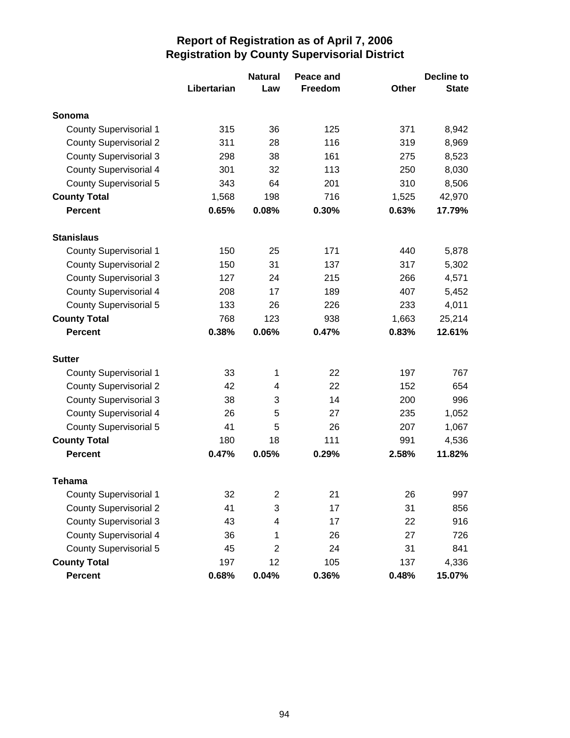# Report of Registration as of April 7, 2006
## Registration by County Supervisorial District

| | Libertarian | Natural Law | Peace and Freedom | Other | Decline to State |
|---|---|---|---|---|---|
| **Sonoma** | | | | | |
| County Supervisorial 1 | 315 | 36 | 125 | 371 | 8,942 |
| County Supervisorial 2 | 311 | 28 | 116 | 319 | 8,969 |
| County Supervisorial 3 | 298 | 38 | 161 | 275 | 8,523 |
| County Supervisorial 4 | 301 | 32 | 113 | 250 | 8,030 |
| County Supervisorial 5 | 343 | 64 | 201 | 310 | 8,506 |
| **County Total** | 1,568 | 198 | 716 | 1,525 | 42,970 |
| **Percent** | **0.65%** | **0.08%** | **0.30%** | **0.63%** | **17.79%** |
| **Stanislaus** | | | | | |
| County Supervisorial 1 | 150 | 25 | 171 | 440 | 5,878 |
| County Supervisorial 2 | 150 | 31 | 137 | 317 | 5,302 |
| County Supervisorial 3 | 127 | 24 | 215 | 266 | 4,571 |
| County Supervisorial 4 | 208 | 17 | 189 | 407 | 5,452 |
| County Supervisorial 5 | 133 | 26 | 226 | 233 | 4,011 |
| **County Total** | 768 | 123 | 938 | 1,663 | 25,214 |
| **Percent** | **0.38%** | **0.06%** | **0.47%** | **0.83%** | **12.61%** |
| **Sutter** | | | | | |
| County Supervisorial 1 | 33 | 1 | 22 | 197 | 767 |
| County Supervisorial 2 | 42 | 4 | 22 | 152 | 654 |
| County Supervisorial 3 | 38 | 3 | 14 | 200 | 996 |
| County Supervisorial 4 | 26 | 5 | 27 | 235 | 1,052 |
| County Supervisorial 5 | 41 | 5 | 26 | 207 | 1,067 |
| **County Total** | 180 | 18 | 111 | 991 | 4,536 |
| **Percent** | **0.47%** | **0.05%** | **0.29%** | **2.58%** | **11.82%** |
| **Tehama** | | | | | |
| County Supervisorial 1 | 32 | 2 | 21 | 26 | 997 |
| County Supervisorial 2 | 41 | 3 | 17 | 31 | 856 |
| County Supervisorial 3 | 43 | 4 | 17 | 22 | 916 |
| County Supervisorial 4 | 36 | 1 | 26 | 27 | 726 |
| County Supervisorial 5 | 45 | 2 | 24 | 31 | 841 |
| **County Total** | 197 | 12 | 105 | 137 | 4,336 |
| **Percent** | **0.68%** | **0.04%** | **0.36%** | **0.48%** | **15.07%** |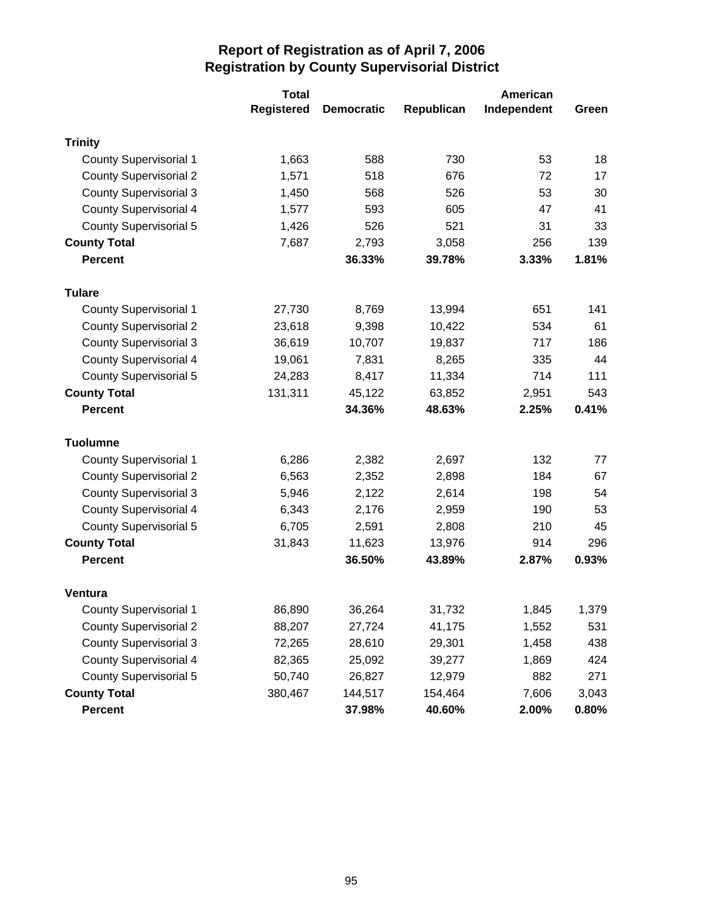# Report of Registration as of April 7, 2006
## Registration by County Supervisorial District

| | Total Registered | Democratic | Republican | American Independent | Green |
|---|---|---|---|---|---|
| **Trinity** | | | | | |
| County Supervisorial 1 | 1,663 | 588 | 730 | 53 | 18 |
| County Supervisorial 2 | 1,571 | 518 | 676 | 72 | 17 |
| County Supervisorial 3 | 1,450 | 568 | 526 | 53 | 30 |
| County Supervisorial 4 | 1,577 | 593 | 605 | 47 | 41 |
| County Supervisorial 5 | 1,426 | 526 | 521 | 31 | 33 |
| **County Total** | 7,687 | 2,793 | 3,058 | 256 | 139 |
| **Percent** | | **36.33%** | **39.78%** | **3.33%** | **1.81%** |
| **Tulare** | | | | | |
| County Supervisorial 1 | 27,730 | 8,769 | 13,994 | 651 | 141 |
| County Supervisorial 2 | 23,618 | 9,398 | 10,422 | 534 | 61 |
| County Supervisorial 3 | 36,619 | 10,707 | 19,837 | 717 | 186 |
| County Supervisorial 4 | 19,061 | 7,831 | 8,265 | 335 | 44 |
| County Supervisorial 5 | 24,283 | 8,417 | 11,334 | 714 | 111 |
| **County Total** | 131,311 | 45,122 | 63,852 | 2,951 | 543 |
| **Percent** | | **34.36%** | **48.63%** | **2.25%** | **0.41%** |
| **Tuolumne** | | | | | |
| County Supervisorial 1 | 6,286 | 2,382 | 2,697 | 132 | 77 |
| County Supervisorial 2 | 6,563 | 2,352 | 2,898 | 184 | 67 |
| County Supervisorial 3 | 5,946 | 2,122 | 2,614 | 198 | 54 |
| County Supervisorial 4 | 6,343 | 2,176 | 2,959 | 190 | 53 |
| County Supervisorial 5 | 6,705 | 2,591 | 2,808 | 210 | 45 |
| **County Total** | 31,843 | 11,623 | 13,976 | 914 | 296 |
| **Percent** | | **36.50%** | **43.89%** | **2.87%** | **0.93%** |
| **Ventura** | | | | | |
| County Supervisorial 1 | 86,890 | 36,264 | 31,732 | 1,845 | 1,379 |
| County Supervisorial 2 | 88,207 | 27,724 | 41,175 | 1,552 | 531 |
| County Supervisorial 3 | 72,265 | 28,610 | 29,301 | 1,458 | 438 |
| County Supervisorial 4 | 82,365 | 25,092 | 39,277 | 1,869 | 424 |
| County Supervisorial 5 | 50,740 | 26,827 | 12,979 | 882 | 271 |
| **County Total** | 380,467 | 144,517 | 154,464 | 7,606 | 3,043 |
| **Percent** | | **37.98%** | **40.60%** | **2.00%** | **0.80%** |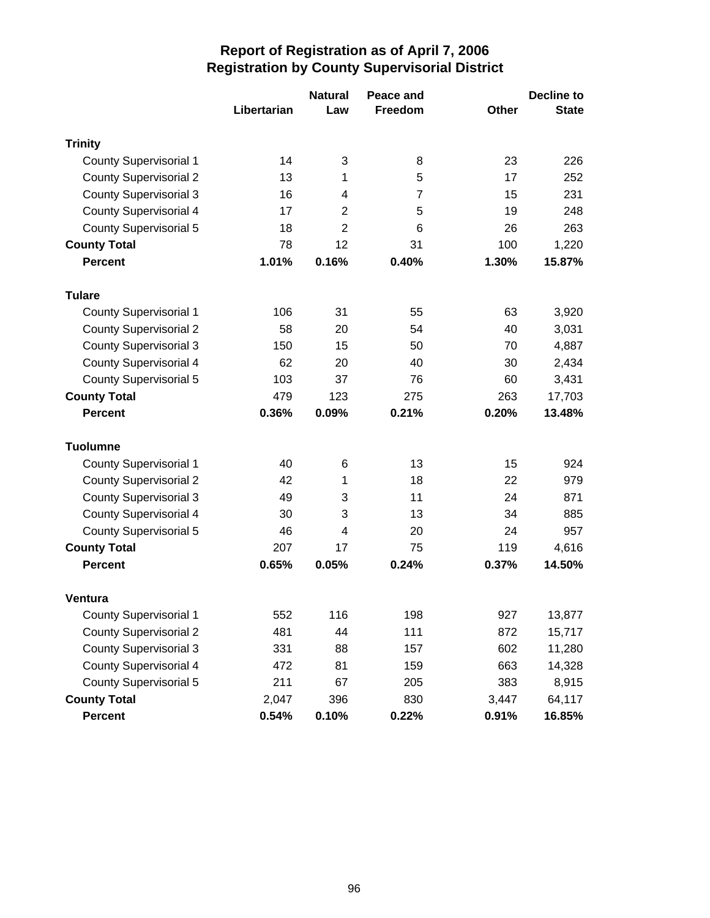# Report of Registration as of April 7, 2006
## Registration by County Supervisorial District

| | Libertarian | Natural Law | Peace and Freedom | Other | Decline to State |
|---|---|---|---|---|---|
| **Trinity** | | | | | |
| County Supervisorial 1 | 14 | 3 | 8 | 23 | 226 |
| County Supervisorial 2 | 13 | 1 | 5 | 17 | 252 |
| County Supervisorial 3 | 16 | 4 | 7 | 15 | 231 |
| County Supervisorial 4 | 17 | 2 | 5 | 19 | 248 |
| County Supervisorial 5 | 18 | 2 | 6 | 26 | 263 |
| **County Total** | 78 | 12 | 31 | 100 | 1,220 |
| **Percent** | **1.01%** | **0.16%** | **0.40%** | **1.30%** | **15.87%** |
| **Tulare** | | | | | |
| County Supervisorial 1 | 106 | 31 | 55 | 63 | 3,920 |
| County Supervisorial 2 | 58 | 20 | 54 | 40 | 3,031 |
| County Supervisorial 3 | 150 | 15 | 50 | 70 | 4,887 |
| County Supervisorial 4 | 62 | 20 | 40 | 30 | 2,434 |
| County Supervisorial 5 | 103 | 37 | 76 | 60 | 3,431 |
| **County Total** | 479 | 123 | 275 | 263 | 17,703 |
| **Percent** | **0.36%** | **0.09%** | **0.21%** | **0.20%** | **13.48%** |
| **Tuolumne** | | | | | |
| County Supervisorial 1 | 40 | 6 | 13 | 15 | 924 |
| County Supervisorial 2 | 42 | 1 | 18 | 22 | 979 |
| County Supervisorial 3 | 49 | 3 | 11 | 24 | 871 |
| County Supervisorial 4 | 30 | 3 | 13 | 34 | 885 |
| County Supervisorial 5 | 46 | 4 | 20 | 24 | 957 |
| **County Total** | 207 | 17 | 75 | 119 | 4,616 |
| **Percent** | **0.65%** | **0.05%** | **0.24%** | **0.37%** | **14.50%** |
| **Ventura** | | | | | |
| County Supervisorial 1 | 552 | 116 | 198 | 927 | 13,877 |
| County Supervisorial 2 | 481 | 44 | 111 | 872 | 15,717 |
| County Supervisorial 3 | 331 | 88 | 157 | 602 | 11,280 |
| County Supervisorial 4 | 472 | 81 | 159 | 663 | 14,328 |
| County Supervisorial 5 | 211 | 67 | 205 | 383 | 8,915 |
| **County Total** | 2,047 | 396 | 830 | 3,447 | 64,117 |
| **Percent** | **0.54%** | **0.10%** | **0.22%** | **0.91%** | **16.85%** |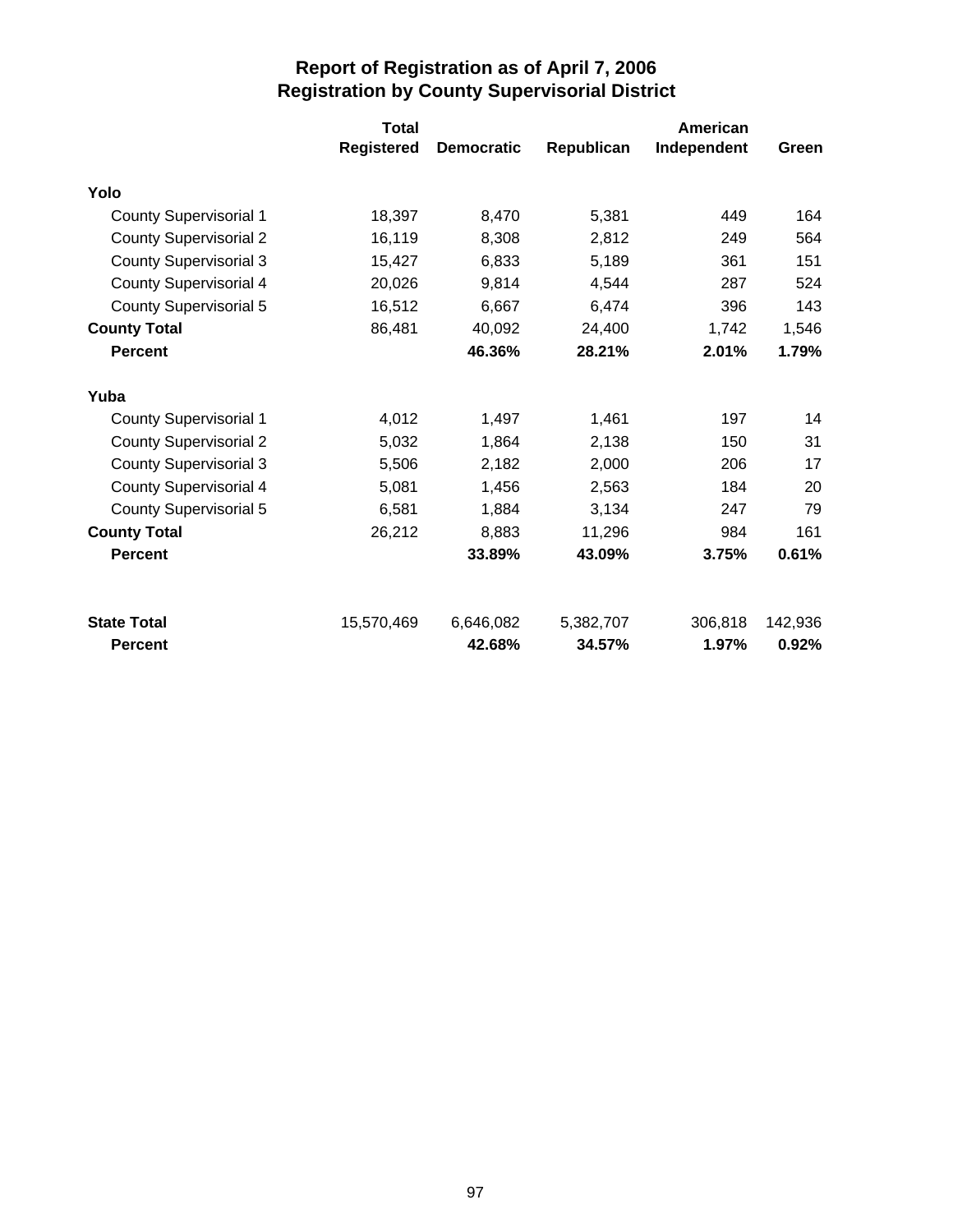# Report of Registration as of April 7, 2006
## Registration by County Supervisorial District

| | Total Registered | Democratic | Republican | American Independent | Green |
|---|---|---|---|---|---|
| **Yolo** | | | | | |
| County Supervisorial 1 | 18,397 | 8,470 | 5,381 | 449 | 164 |
| County Supervisorial 2 | 16,119 | 8,308 | 2,812 | 249 | 564 |
| County Supervisorial 3 | 15,427 | 6,833 | 5,189 | 361 | 151 |
| County Supervisorial 4 | 20,026 | 9,814 | 4,544 | 287 | 524 |
| County Supervisorial 5 | 16,512 | 6,667 | 6,474 | 396 | 143 |
| **County Total** | 86,481 | 40,092 | 24,400 | 1,742 | 1,546 |
| **Percent** | | **46.36%** | **28.21%** | **2.01%** | **1.79%** |
| **Yuba** | | | | | |
| County Supervisorial 1 | 4,012 | 1,497 | 1,461 | 197 | 14 |
| County Supervisorial 2 | 5,032 | 1,864 | 2,138 | 150 | 31 |
| County Supervisorial 3 | 5,506 | 2,182 | 2,000 | 206 | 17 |
| County Supervisorial 4 | 5,081 | 1,456 | 2,563 | 184 | 20 |
| County Supervisorial 5 | 6,581 | 1,884 | 3,134 | 247 | 79 |
| **County Total** | 26,212 | 8,883 | 11,296 | 984 | 161 |
| **Percent** | | **33.89%** | **43.09%** | **3.75%** | **0.61%** |
| **State Total** | 15,570,469 | 6,646,082 | 5,382,707 | 306,818 | 142,936 |
| **Percent** | | **42.68%** | **34.57%** | **1.97%** | **0.92%** |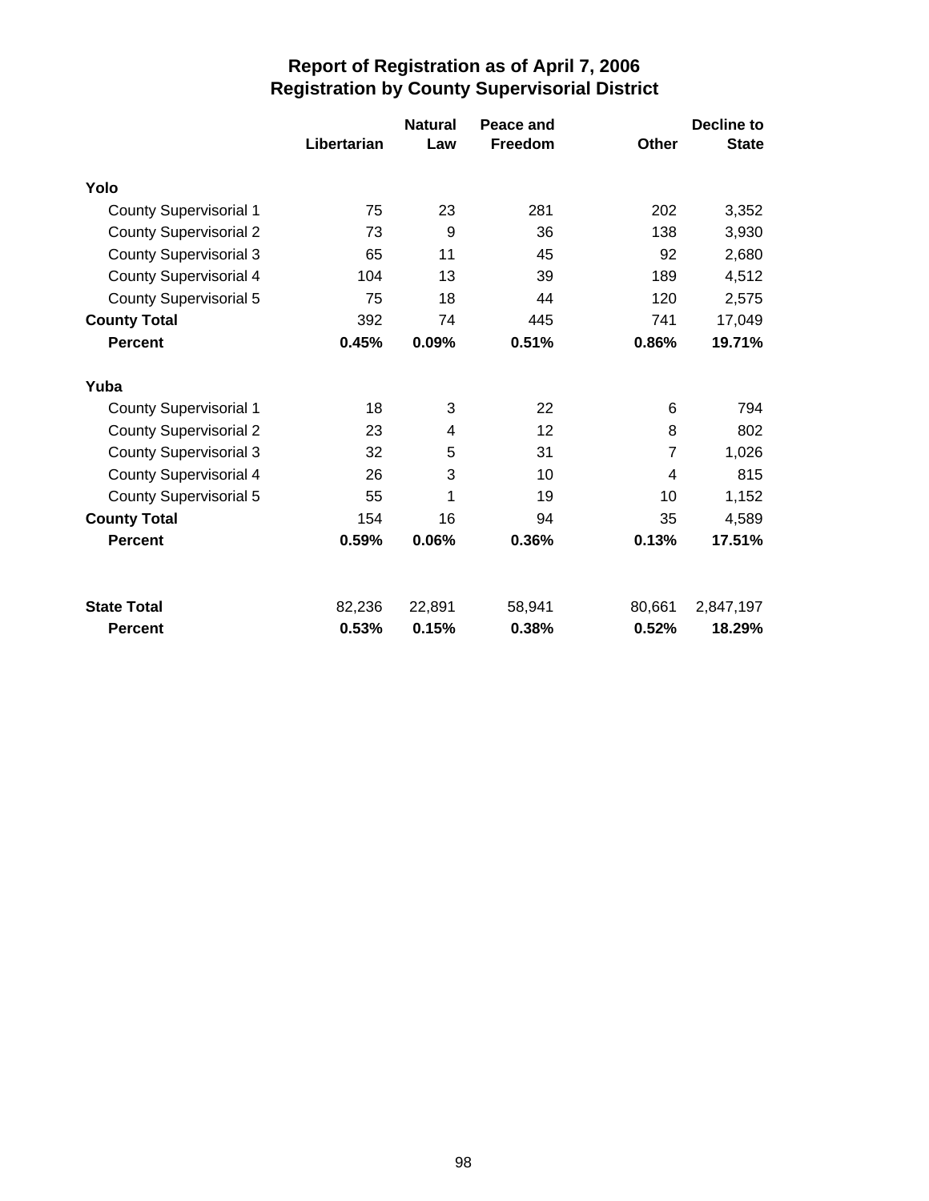# Report of Registration as of April 7, 2006
## Registration by County Supervisorial District

| | Libertarian | Natural Law | Peace and Freedom | Other | Decline to State |
|---|---|---|---|---|---|
| **Yolo** | | | | | |
| County Supervisorial 1 | 75 | 23 | 281 | 202 | 3,352 |
| County Supervisorial 2 | 73 | 9 | 36 | 138 | 3,930 |
| County Supervisorial 3 | 65 | 11 | 45 | 92 | 2,680 |
| County Supervisorial 4 | 104 | 13 | 39 | 189 | 4,512 |
| County Supervisorial 5 | 75 | 18 | 44 | 120 | 2,575 |
| **County Total** | 392 | 74 | 445 | 741 | 17,049 |
| **Percent** | **0.45%** | **0.09%** | **0.51%** | **0.86%** | **19.71%** |
| **Yuba** | | | | | |
| County Supervisorial 1 | 18 | 3 | 22 | 6 | 794 |
| County Supervisorial 2 | 23 | 4 | 12 | 8 | 802 |
| County Supervisorial 3 | 32 | 5 | 31 | 7 | 1,026 |
| County Supervisorial 4 | 26 | 3 | 10 | 4 | 815 |
| County Supervisorial 5 | 55 | 1 | 19 | 10 | 1,152 |
| **County Total** | 154 | 16 | 94 | 35 | 4,589 |
| **Percent** | **0.59%** | **0.06%** | **0.36%** | **0.13%** | **17.51%** |
| **State Total** | 82,236 | 22,891 | 58,941 | 80,661 | 2,847,197 |
| **Percent** | **0.53%** | **0.15%** | **0.38%** | **0.52%** | **18.29%** |